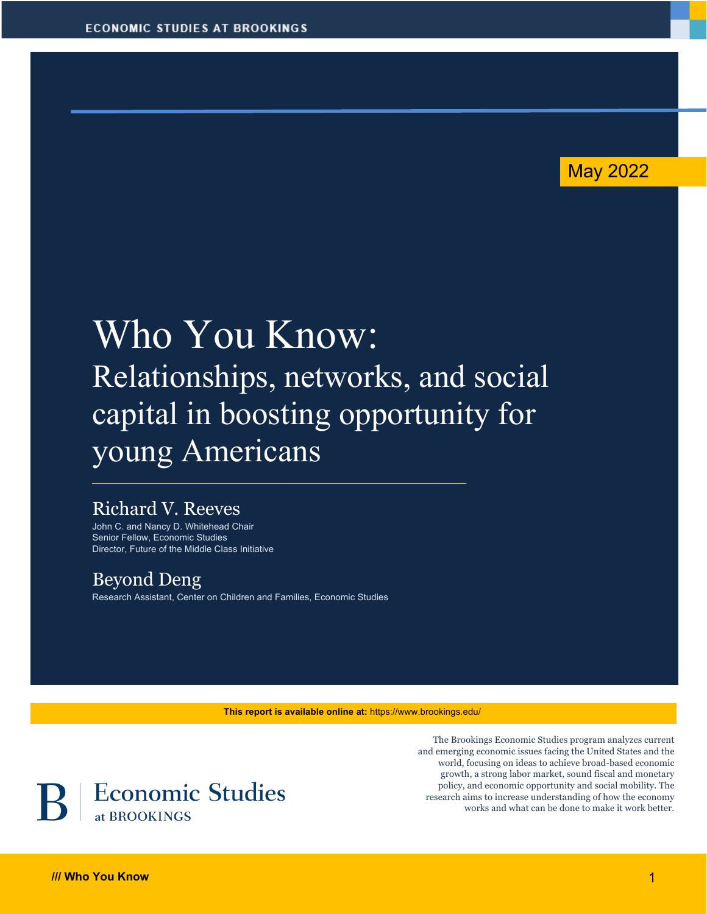ECONOMIC STUDIES AT BROOKINGS

May 2022

# Who You Know:

## Relationships, networks, and social capital in boosting opportunity for young Americans

### Richard V. Reeves

John C. and Nancy D. Whitehead Chair
Senior Fellow, Economic Studies
Director, Future of the Middle Class Initiative

### Beyond Deng

Research Assistant, Center on Children and Families, Economic Studies

**This report is available online at:** https://www.brookings.edu/

Economic Studies at BROOKINGS

The Brookings Economic Studies program analyzes current and emerging economic issues facing the United States and the world, focusing on ideas to achieve broad-based economic growth, a strong labor market, sound fiscal and monetary policy, and economic opportunity and social mobility. The research aims to increase understanding of how the economy works and what can be done to make it work better.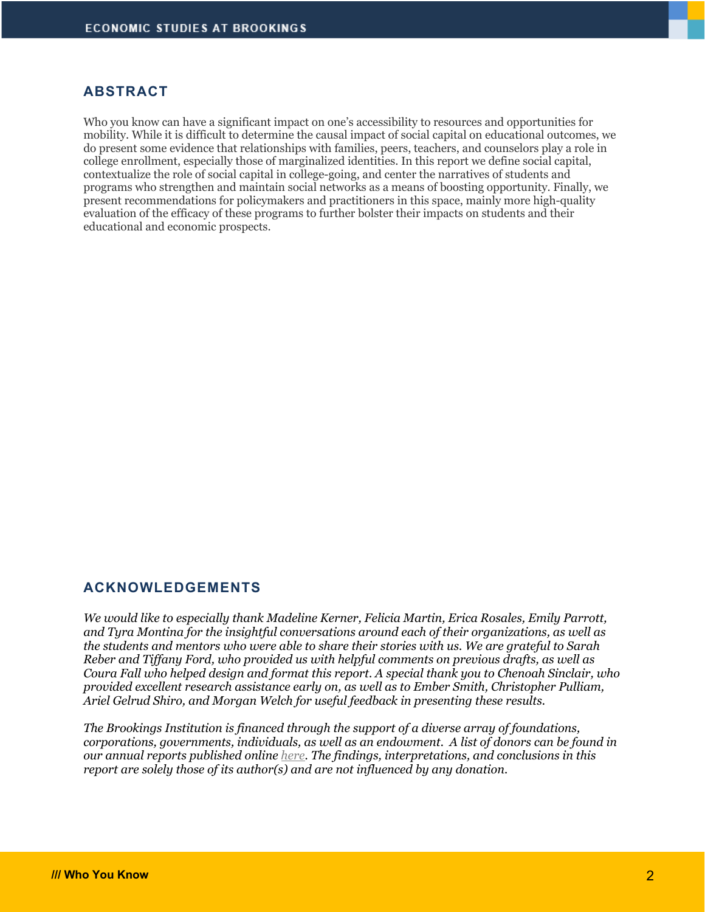## ABSTRACT

Who you know can have a significant impact on one's accessibility to resources and opportunities for mobility. While it is difficult to determine the causal impact of social capital on educational outcomes, we do present some evidence that relationships with families, peers, teachers, and counselors play a role in college enrollment, especially those of marginalized identities. In this report we define social capital, contextualize the role of social capital in college-going, and center the narratives of students and programs who strengthen and maintain social networks as a means of boosting opportunity. Finally, we present recommendations for policymakers and practitioners in this space, mainly more high-quality evaluation of the efficacy of these programs to further bolster their impacts on students and their educational and economic prospects.

## ACKNOWLEDGEMENTS

*We would like to especially thank Madeline Kerner, Felicia Martin, Erica Rosales, Emily Parrott, and Tyra Montina for the insightful conversations around each of their organizations, as well as the students and mentors who were able to share their stories with us. We are grateful to Sarah Reber and Tiffany Ford, who provided us with helpful comments on previous drafts, as well as Coura Fall who helped design and format this report. A special thank you to Chenoah Sinclair, who provided excellent research assistance early on, as well as to Ember Smith, Christopher Pulliam, Ariel Gelrud Shiro, and Morgan Welch for useful feedback in presenting these results.*

*The Brookings Institution is financed through the support of a diverse array of foundations, corporations, governments, individuals, as well as an endowment. A list of donors can be found in our annual reports published online here. The findings, interpretations, and conclusions in this report are solely those of its author(s) and are not influenced by any donation.*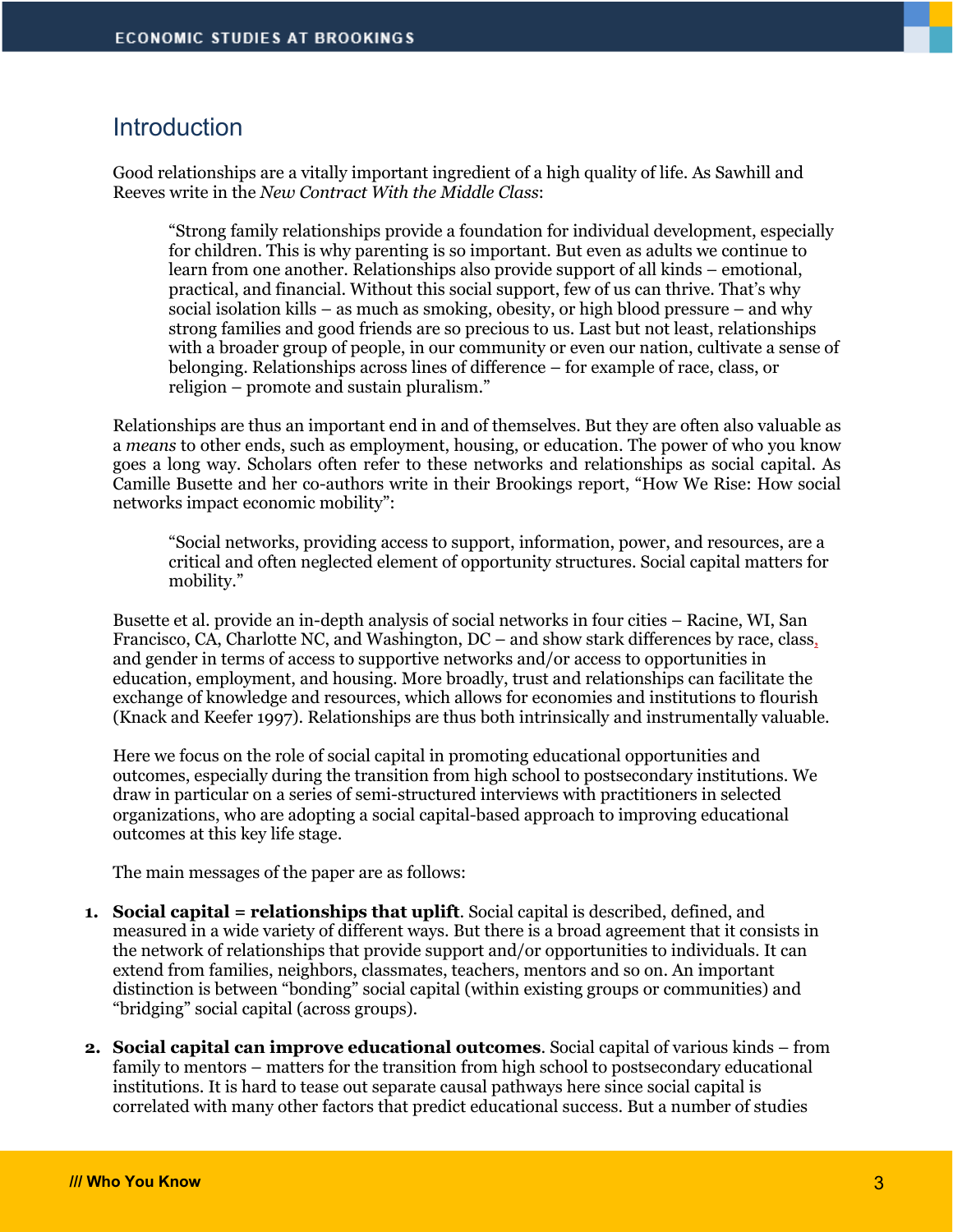## Introduction

Good relationships are a vitally important ingredient of a high quality of life. As Sawhill and Reeves write in the *New Contract With the Middle Class*:

> "Strong family relationships provide a foundation for individual development, especially for children. This is why parenting is so important. But even as adults we continue to learn from one another. Relationships also provide support of all kinds – emotional, practical, and financial. Without this social support, few of us can thrive. That's why social isolation kills – as much as smoking, obesity, or high blood pressure – and why strong families and good friends are so precious to us. Last but not least, relationships with a broader group of people, in our community or even our nation, cultivate a sense of belonging. Relationships across lines of difference – for example of race, class, or religion – promote and sustain pluralism."

Relationships are thus an important end in and of themselves. But they are often also valuable as a *means* to other ends, such as employment, housing, or education. The power of who you know goes a long way. Scholars often refer to these networks and relationships as social capital. As Camille Busette and her co-authors write in their Brookings report, "How We Rise: How social networks impact economic mobility":

> "Social networks, providing access to support, information, power, and resources, are a critical and often neglected element of opportunity structures. Social capital matters for mobility."

Busette et al. provide an in-depth analysis of social networks in four cities – Racine, WI, San Francisco, CA, Charlotte NC, and Washington, DC – and show stark differences by race, class, and gender in terms of access to supportive networks and/or access to opportunities in education, employment, and housing. More broadly, trust and relationships can facilitate the exchange of knowledge and resources, which allows for economies and institutions to flourish (Knack and Keefer 1997). Relationships are thus both intrinsically and instrumentally valuable.

Here we focus on the role of social capital in promoting educational opportunities and outcomes, especially during the transition from high school to postsecondary institutions. We draw in particular on a series of semi-structured interviews with practitioners in selected organizations, who are adopting a social capital-based approach to improving educational outcomes at this key life stage.

The main messages of the paper are as follows:

1. **Social capital = relationships that uplift**. Social capital is described, defined, and measured in a wide variety of different ways. But there is a broad agreement that it consists in the network of relationships that provide support and/or opportunities to individuals. It can extend from families, neighbors, classmates, teachers, mentors and so on. An important distinction is between "bonding" social capital (within existing groups or communities) and "bridging" social capital (across groups).

2. **Social capital can improve educational outcomes**. Social capital of various kinds – from family to mentors – matters for the transition from high school to postsecondary educational institutions. It is hard to tease out separate causal pathways here since social capital is correlated with many other factors that predict educational success. But a number of studies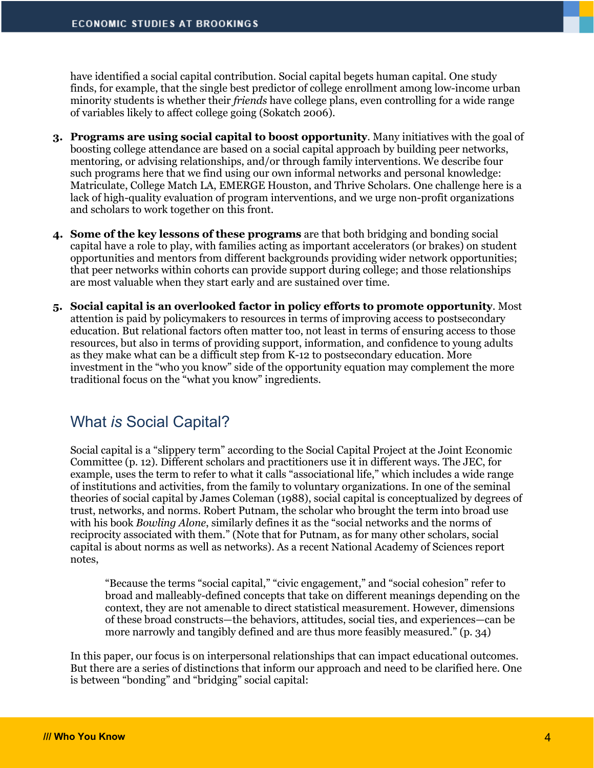have identified a social capital contribution. Social capital begets human capital. One study finds, for example, that the single best predictor of college enrollment among low-income urban minority students is whether their *friends* have college plans, even controlling for a wide range of variables likely to affect college going (Sokatch 2006).

3. **Programs are using social capital to boost opportunity**. Many initiatives with the goal of boosting college attendance are based on a social capital approach by building peer networks, mentoring, or advising relationships, and/or through family interventions. We describe four such programs here that we find using our own informal networks and personal knowledge: Matriculate, College Match LA, EMERGE Houston, and Thrive Scholars. One challenge here is a lack of high-quality evaluation of program interventions, and we urge non-profit organizations and scholars to work together on this front.

4. **Some of the key lessons of these programs** are that both bridging and bonding social capital have a role to play, with families acting as important accelerators (or brakes) on student opportunities and mentors from different backgrounds providing wider network opportunities; that peer networks within cohorts can provide support during college; and those relationships are most valuable when they start early and are sustained over time.

5. **Social capital is an overlooked factor in policy efforts to promote opportunity**. Most attention is paid by policymakers to resources in terms of improving access to postsecondary education. But relational factors often matter too, not least in terms of ensuring access to those resources, but also in terms of providing support, information, and confidence to young adults as they make what can be a difficult step from K-12 to postsecondary education. More investment in the "who you know" side of the opportunity equation may complement the more traditional focus on the "what you know" ingredients.

## What *is* Social Capital?

Social capital is a "slippery term" according to the Social Capital Project at the Joint Economic Committee (p. 12). Different scholars and practitioners use it in different ways. The JEC, for example, uses the term to refer to what it calls "associational life," which includes a wide range of institutions and activities, from the family to voluntary organizations. In one of the seminal theories of social capital by James Coleman (1988), social capital is conceptualized by degrees of trust, networks, and norms. Robert Putnam, the scholar who brought the term into broad use with his book *Bowling Alone*, similarly defines it as the "social networks and the norms of reciprocity associated with them." (Note that for Putnam, as for many other scholars, social capital is about norms as well as networks). As a recent National Academy of Sciences report notes,

> "Because the terms "social capital," "civic engagement," and "social cohesion" refer to broad and malleably-defined concepts that take on different meanings depending on the context, they are not amenable to direct statistical measurement. However, dimensions of these broad constructs—the behaviors, attitudes, social ties, and experiences—can be more narrowly and tangibly defined and are thus more feasibly measured." (p. 34)

In this paper, our focus is on interpersonal relationships that can impact educational outcomes. But there are a series of distinctions that inform our approach and need to be clarified here. One is between "bonding" and "bridging" social capital: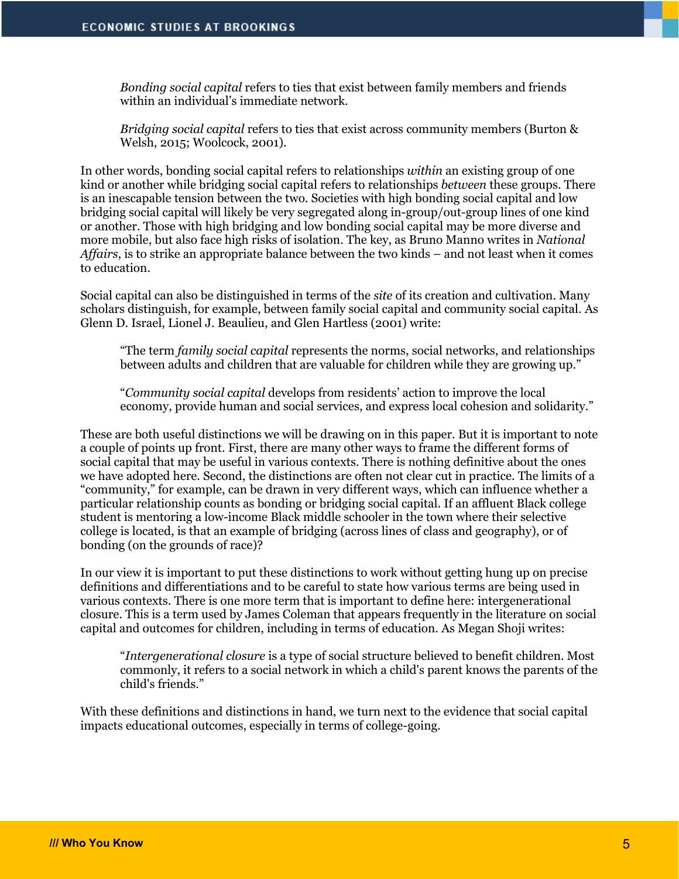> *Bonding social capital* refers to ties that exist between family members and friends within an individual's immediate network.
>
> *Bridging social capital* refers to ties that exist across community members (Burton & Welsh, 2015; Woolcock, 2001).

In other words, bonding social capital refers to relationships *within* an existing group of one kind or another while bridging social capital refers to relationships *between* these groups. There is an inescapable tension between the two. Societies with high bonding social capital and low bridging social capital will likely be very segregated along in-group/out-group lines of one kind or another. Those with high bridging and low bonding social capital may be more diverse and more mobile, but also face high risks of isolation. The key, as Bruno Manno writes in *National Affairs*, is to strike an appropriate balance between the two kinds – and not least when it comes to education.

Social capital can also be distinguished in terms of the *site* of its creation and cultivation. Many scholars distinguish, for example, between family social capital and community social capital. As Glenn D. Israel, Lionel J. Beaulieu, and Glen Hartless (2001) write:

> "The term *family social capital* represents the norms, social networks, and relationships between adults and children that are valuable for children while they are growing up."
>
> "*Community social capital* develops from residents' action to improve the local economy, provide human and social services, and express local cohesion and solidarity."

These are both useful distinctions we will be drawing on in this paper. But it is important to note a couple of points up front. First, there are many other ways to frame the different forms of social capital that may be useful in various contexts. There is nothing definitive about the ones we have adopted here. Second, the distinctions are often not clear cut in practice. The limits of a "community," for example, can be drawn in very different ways, which can influence whether a particular relationship counts as bonding or bridging social capital. If an affluent Black college student is mentoring a low-income Black middle schooler in the town where their selective college is located, is that an example of bridging (across lines of class and geography), or of bonding (on the grounds of race)?

In our view it is important to put these distinctions to work without getting hung up on precise definitions and differentiations and to be careful to state how various terms are being used in various contexts. There is one more term that is important to define here: intergenerational closure. This is a term used by James Coleman that appears frequently in the literature on social capital and outcomes for children, including in terms of education. As Megan Shoji writes:

> "*Intergenerational closure* is a type of social structure believed to benefit children. Most commonly, it refers to a social network in which a child's parent knows the parents of the child's friends."

With these definitions and distinctions in hand, we turn next to the evidence that social capital impacts educational outcomes, especially in terms of college-going.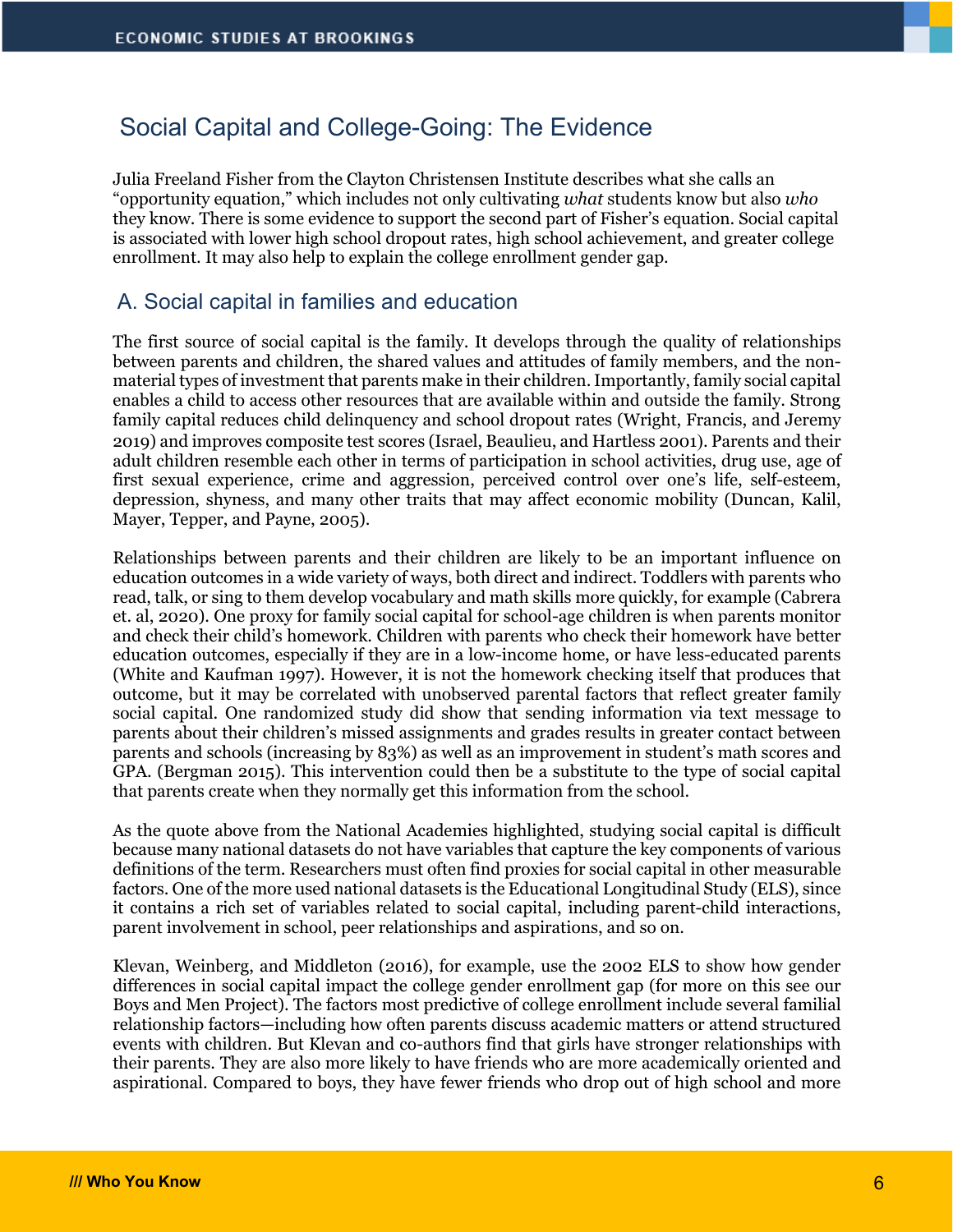## Social Capital and College-Going: The Evidence

Julia Freeland Fisher from the Clayton Christensen Institute describes what she calls an "opportunity equation," which includes not only cultivating *what* students know but also *who* they know. There is some evidence to support the second part of Fisher's equation. Social capital is associated with lower high school dropout rates, high school achievement, and greater college enrollment. It may also help to explain the college enrollment gender gap.

### A. Social capital in families and education

The first source of social capital is the family. It develops through the quality of relationships between parents and children, the shared values and attitudes of family members, and the non-material types of investment that parents make in their children. Importantly, family social capital enables a child to access other resources that are available within and outside the family. Strong family capital reduces child delinquency and school dropout rates (Wright, Francis, and Jeremy 2019) and improves composite test scores (Israel, Beaulieu, and Hartless 2001). Parents and their adult children resemble each other in terms of participation in school activities, drug use, age of first sexual experience, crime and aggression, perceived control over one's life, self-esteem, depression, shyness, and many other traits that may affect economic mobility (Duncan, Kalil, Mayer, Tepper, and Payne, 2005).

Relationships between parents and their children are likely to be an important influence on education outcomes in a wide variety of ways, both direct and indirect. Toddlers with parents who read, talk, or sing to them develop vocabulary and math skills more quickly, for example (Cabrera et. al, 2020). One proxy for family social capital for school-age children is when parents monitor and check their child's homework. Children with parents who check their homework have better education outcomes, especially if they are in a low-income home, or have less-educated parents (White and Kaufman 1997). However, it is not the homework checking itself that produces that outcome, but it may be correlated with unobserved parental factors that reflect greater family social capital. One randomized study did show that sending information via text message to parents about their children's missed assignments and grades results in greater contact between parents and schools (increasing by 83%) as well as an improvement in student's math scores and GPA. (Bergman 2015). This intervention could then be a substitute to the type of social capital that parents create when they normally get this information from the school.

As the quote above from the National Academies highlighted, studying social capital is difficult because many national datasets do not have variables that capture the key components of various definitions of the term. Researchers must often find proxies for social capital in other measurable factors. One of the more used national datasets is the Educational Longitudinal Study (ELS), since it contains a rich set of variables related to social capital, including parent-child interactions, parent involvement in school, peer relationships and aspirations, and so on.

Klevan, Weinberg, and Middleton (2016), for example, use the 2002 ELS to show how gender differences in social capital impact the college gender enrollment gap (for more on this see our Boys and Men Project). The factors most predictive of college enrollment include several familial relationship factors—including how often parents discuss academic matters or attend structured events with children. But Klevan and co-authors find that girls have stronger relationships with their parents. They are also more likely to have friends who are more academically oriented and aspirational. Compared to boys, they have fewer friends who drop out of high school and more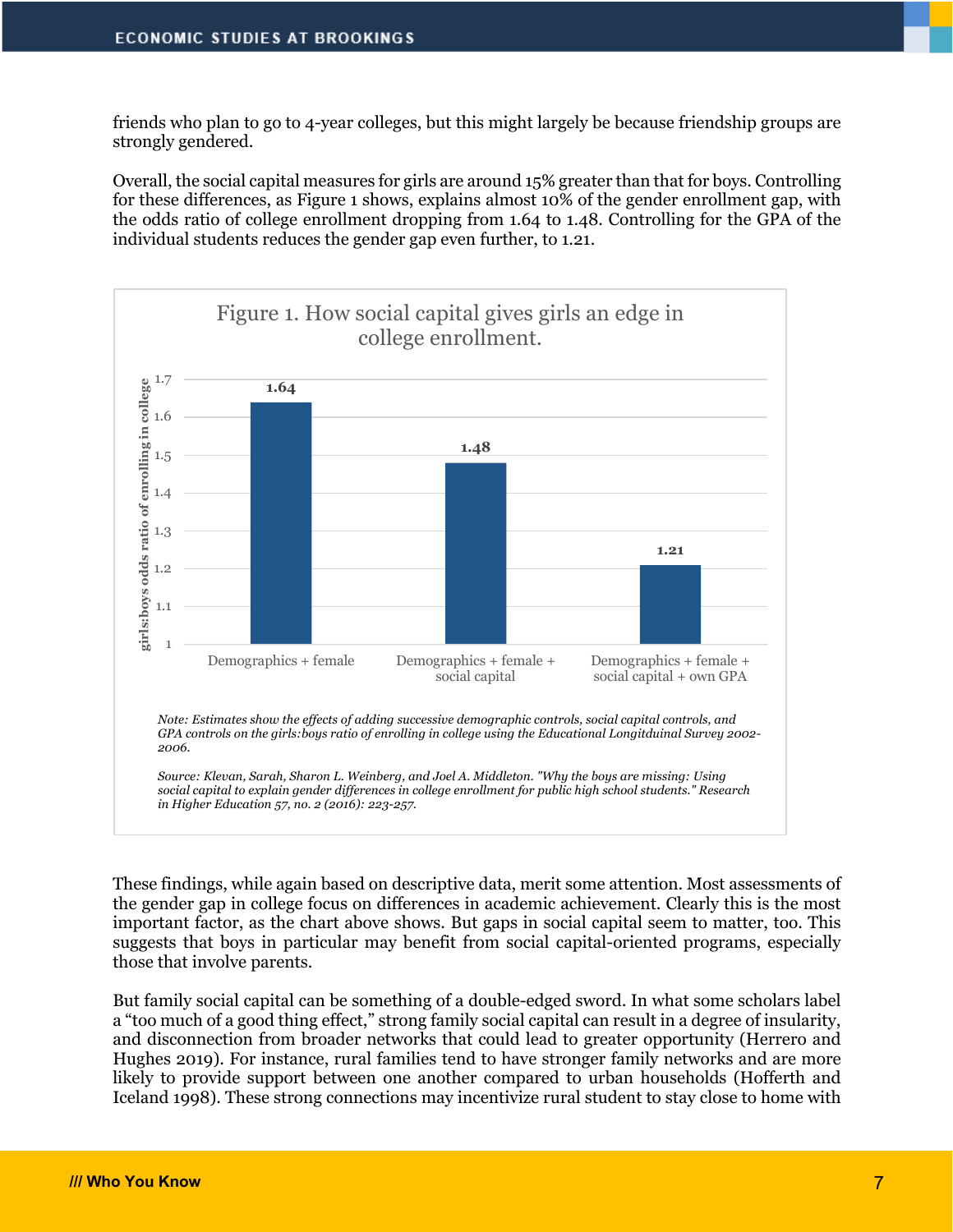friends who plan to go to 4-year colleges, but this might largely be because friendship groups are strongly gendered.

Overall, the social capital measures for girls are around 15% greater than that for boys. Controlling for these differences, as Figure 1 shows, explains almost 10% of the gender enrollment gap, with the odds ratio of college enrollment dropping from 1.64 to 1.48. Controlling for the GPA of the individual students reduces the gender gap even further, to 1.21.

Figure 1. How social capital gives girls an edge in college enrollment.

| | girls:boys odds ratio of enrolling in college |
|---|---|
| Demographics + female | 1.64 |
| Demographics + female + social capital | 1.48 |
| Demographics + female + social capital + own GPA | 1.21 |

*Note: Estimates show the effects of adding successive demographic controls, social capital controls, and GPA controls on the girls:boys ratio of enrolling in college using the Educational Longitduinal Survey 2002-2006.*

*Source: Klevan, Sarah, Sharon L. Weinberg, and Joel A. Middleton. "Why the boys are missing: Using social capital to explain gender differences in college enrollment for public high school students." Research in Higher Education 57, no. 2 (2016): 223-257.*

These findings, while again based on descriptive data, merit some attention. Most assessments of the gender gap in college focus on differences in academic achievement. Clearly this is the most important factor, as the chart above shows. But gaps in social capital seem to matter, too. This suggests that boys in particular may benefit from social capital-oriented programs, especially those that involve parents.

But family social capital can be something of a double-edged sword. In what some scholars label a "too much of a good thing effect," strong family social capital can result in a degree of insularity, and disconnection from broader networks that could lead to greater opportunity (Herrero and Hughes 2019). For instance, rural families tend to have stronger family networks and are more likely to provide support between one another compared to urban households (Hofferth and Iceland 1998). These strong connections may incentivize rural student to stay close to home with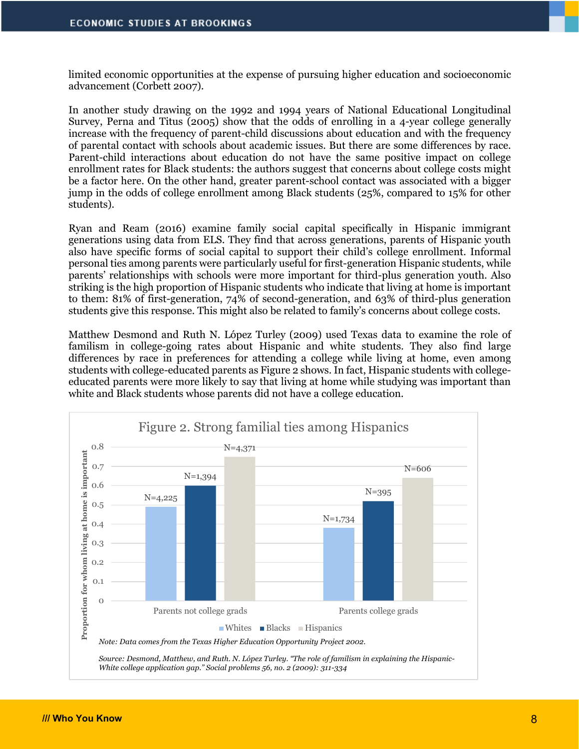limited economic opportunities at the expense of pursuing higher education and socioeconomic advancement (Corbett 2007).

In another study drawing on the 1992 and 1994 years of National Educational Longitudinal Survey, Perna and Titus (2005) show that the odds of enrolling in a 4-year college generally increase with the frequency of parent-child discussions about education and with the frequency of parental contact with schools about academic issues. But there are some differences by race. Parent-child interactions about education do not have the same positive impact on college enrollment rates for Black students: the authors suggest that concerns about college costs might be a factor here. On the other hand, greater parent-school contact was associated with a bigger jump in the odds of college enrollment among Black students (25%, compared to 15% for other students).

Ryan and Ream (2016) examine family social capital specifically in Hispanic immigrant generations using data from ELS. They find that across generations, parents of Hispanic youth also have specific forms of social capital to support their child's college enrollment. Informal personal ties among parents were particularly useful for first-generation Hispanic students, while parents' relationships with schools were more important for third-plus generation youth. Also striking is the high proportion of Hispanic students who indicate that living at home is important to them: 81% of first-generation, 74% of second-generation, and 63% of third-plus generation students give this response. This might also be related to family's concerns about college costs.

Matthew Desmond and Ruth N. López Turley (2009) used Texas data to examine the role of familism in college-going rates about Hispanic and white students. They also find large differences by race in preferences for attending a college while living at home, even among students with college-educated parents as Figure 2 shows. In fact, Hispanic students with college-educated parents were more likely to say that living at home while studying was important than white and Black students whose parents did not have a college education.

Figure 2. Strong familial ties among Hispanics

| Proportion for whom living at home is important | Whites | Blacks | Hispanics |
| --- | --- | --- | --- |
| Parents not college grads | ~0.49 (N=4,225) | ~0.60 (N=1,394) | ~0.75 (N=4,371) |
| Parents college grads | ~0.38 (N=1,734) | ~0.52 (N=395) | ~0.64 (N=606) |

*Note: Data comes from the Texas Higher Education Opportunity Project 2002.*

*Source: Desmond, Matthew, and Ruth. N. López Turley. "The role of familism in explaining the Hispanic-White college application gap." Social problems 56, no. 2 (2009): 311-334*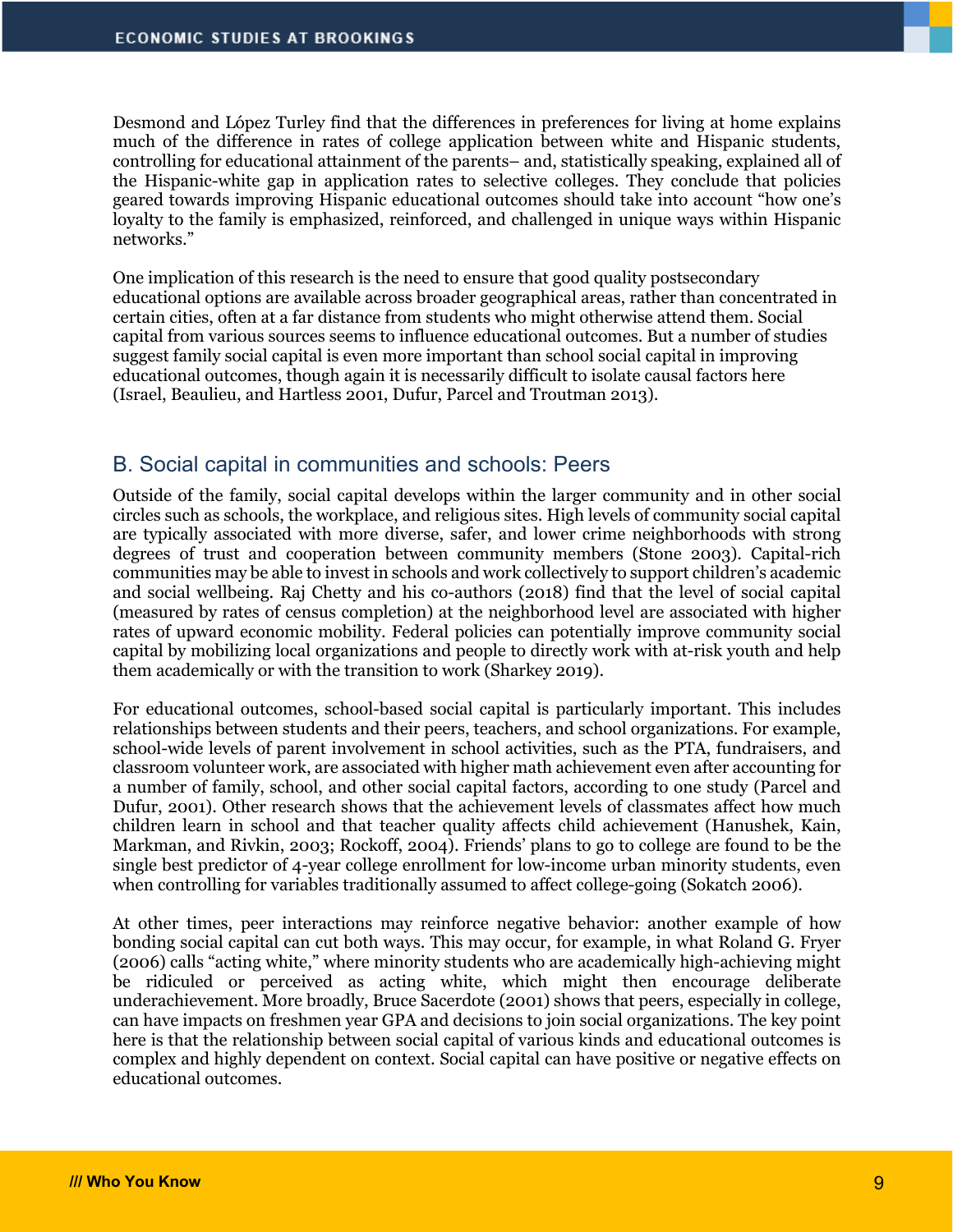Desmond and López Turley find that the differences in preferences for living at home explains much of the difference in rates of college application between white and Hispanic students, controlling for educational attainment of the parents– and, statistically speaking, explained all of the Hispanic-white gap in application rates to selective colleges. They conclude that policies geared towards improving Hispanic educational outcomes should take into account "how one's loyalty to the family is emphasized, reinforced, and challenged in unique ways within Hispanic networks."

One implication of this research is the need to ensure that good quality postsecondary educational options are available across broader geographical areas, rather than concentrated in certain cities, often at a far distance from students who might otherwise attend them. Social capital from various sources seems to influence educational outcomes. But a number of studies suggest family social capital is even more important than school social capital in improving educational outcomes, though again it is necessarily difficult to isolate causal factors here (Israel, Beaulieu, and Hartless 2001, Dufur, Parcel and Troutman 2013).

## B. Social capital in communities and schools: Peers

Outside of the family, social capital develops within the larger community and in other social circles such as schools, the workplace, and religious sites. High levels of community social capital are typically associated with more diverse, safer, and lower crime neighborhoods with strong degrees of trust and cooperation between community members (Stone 2003). Capital-rich communities may be able to invest in schools and work collectively to support children's academic and social wellbeing. Raj Chetty and his co-authors (2018) find that the level of social capital (measured by rates of census completion) at the neighborhood level are associated with higher rates of upward economic mobility. Federal policies can potentially improve community social capital by mobilizing local organizations and people to directly work with at-risk youth and help them academically or with the transition to work (Sharkey 2019).

For educational outcomes, school-based social capital is particularly important. This includes relationships between students and their peers, teachers, and school organizations. For example, school-wide levels of parent involvement in school activities, such as the PTA, fundraisers, and classroom volunteer work, are associated with higher math achievement even after accounting for a number of family, school, and other social capital factors, according to one study (Parcel and Dufur, 2001). Other research shows that the achievement levels of classmates affect how much children learn in school and that teacher quality affects child achievement (Hanushek, Kain, Markman, and Rivkin, 2003; Rockoff, 2004). Friends' plans to go to college are found to be the single best predictor of 4-year college enrollment for low-income urban minority students, even when controlling for variables traditionally assumed to affect college-going (Sokatch 2006).

At other times, peer interactions may reinforce negative behavior: another example of how bonding social capital can cut both ways. This may occur, for example, in what Roland G. Fryer (2006) calls "acting white," where minority students who are academically high-achieving might be ridiculed or perceived as acting white, which might then encourage deliberate underachievement. More broadly, Bruce Sacerdote (2001) shows that peers, especially in college, can have impacts on freshmen year GPA and decisions to join social organizations. The key point here is that the relationship between social capital of various kinds and educational outcomes is complex and highly dependent on context. Social capital can have positive or negative effects on educational outcomes.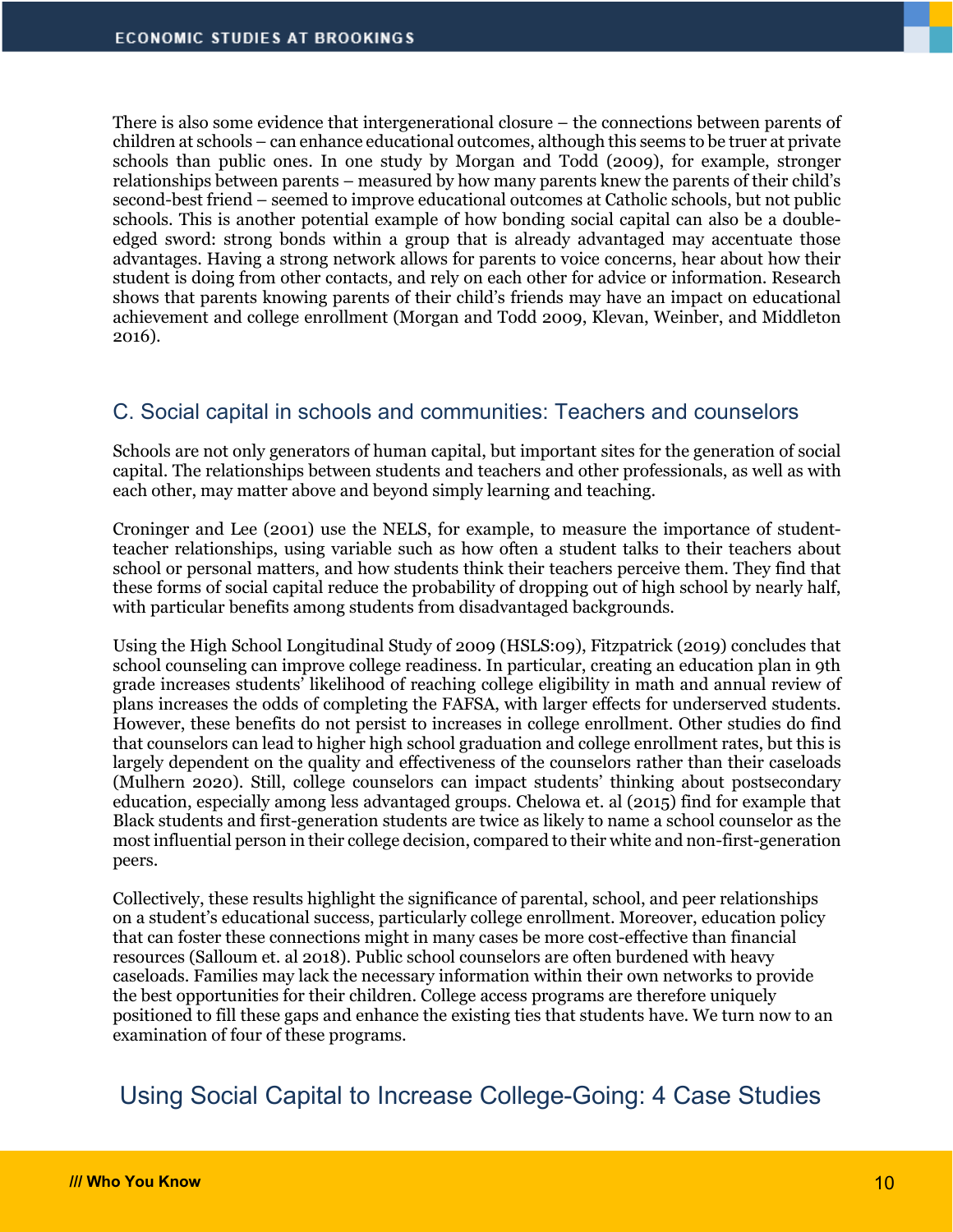There is also some evidence that intergenerational closure – the connections between parents of children at schools – can enhance educational outcomes, although this seems to be truer at private schools than public ones. In one study by Morgan and Todd (2009), for example, stronger relationships between parents – measured by how many parents knew the parents of their child's second-best friend – seemed to improve educational outcomes at Catholic schools, but not public schools. This is another potential example of how bonding social capital can also be a double-edged sword: strong bonds within a group that is already advantaged may accentuate those advantages. Having a strong network allows for parents to voice concerns, hear about how their student is doing from other contacts, and rely on each other for advice or information. Research shows that parents knowing parents of their child's friends may have an impact on educational achievement and college enrollment (Morgan and Todd 2009, Klevan, Weinber, and Middleton 2016).

## C. Social capital in schools and communities: Teachers and counselors

Schools are not only generators of human capital, but important sites for the generation of social capital. The relationships between students and teachers and other professionals, as well as with each other, may matter above and beyond simply learning and teaching.

Croninger and Lee (2001) use the NELS, for example, to measure the importance of student-teacher relationships, using variable such as how often a student talks to their teachers about school or personal matters, and how students think their teachers perceive them. They find that these forms of social capital reduce the probability of dropping out of high school by nearly half, with particular benefits among students from disadvantaged backgrounds.

Using the High School Longitudinal Study of 2009 (HSLS:09), Fitzpatrick (2019) concludes that school counseling can improve college readiness. In particular, creating an education plan in 9th grade increases students' likelihood of reaching college eligibility in math and annual review of plans increases the odds of completing the FAFSA, with larger effects for underserved students. However, these benefits do not persist to increases in college enrollment. Other studies do find that counselors can lead to higher high school graduation and college enrollment rates, but this is largely dependent on the quality and effectiveness of the counselors rather than their caseloads (Mulhern 2020). Still, college counselors can impact students' thinking about postsecondary education, especially among less advantaged groups. Chelowa et. al (2015) find for example that Black students and first-generation students are twice as likely to name a school counselor as the most influential person in their college decision, compared to their white and non-first-generation peers.

Collectively, these results highlight the significance of parental, school, and peer relationships on a student's educational success, particularly college enrollment. Moreover, education policy that can foster these connections might in many cases be more cost-effective than financial resources (Salloum et. al 2018). Public school counselors are often burdened with heavy caseloads. Families may lack the necessary information within their own networks to provide the best opportunities for their children. College access programs are therefore uniquely positioned to fill these gaps and enhance the existing ties that students have. We turn now to an examination of four of these programs.

# Using Social Capital to Increase College-Going: 4 Case Studies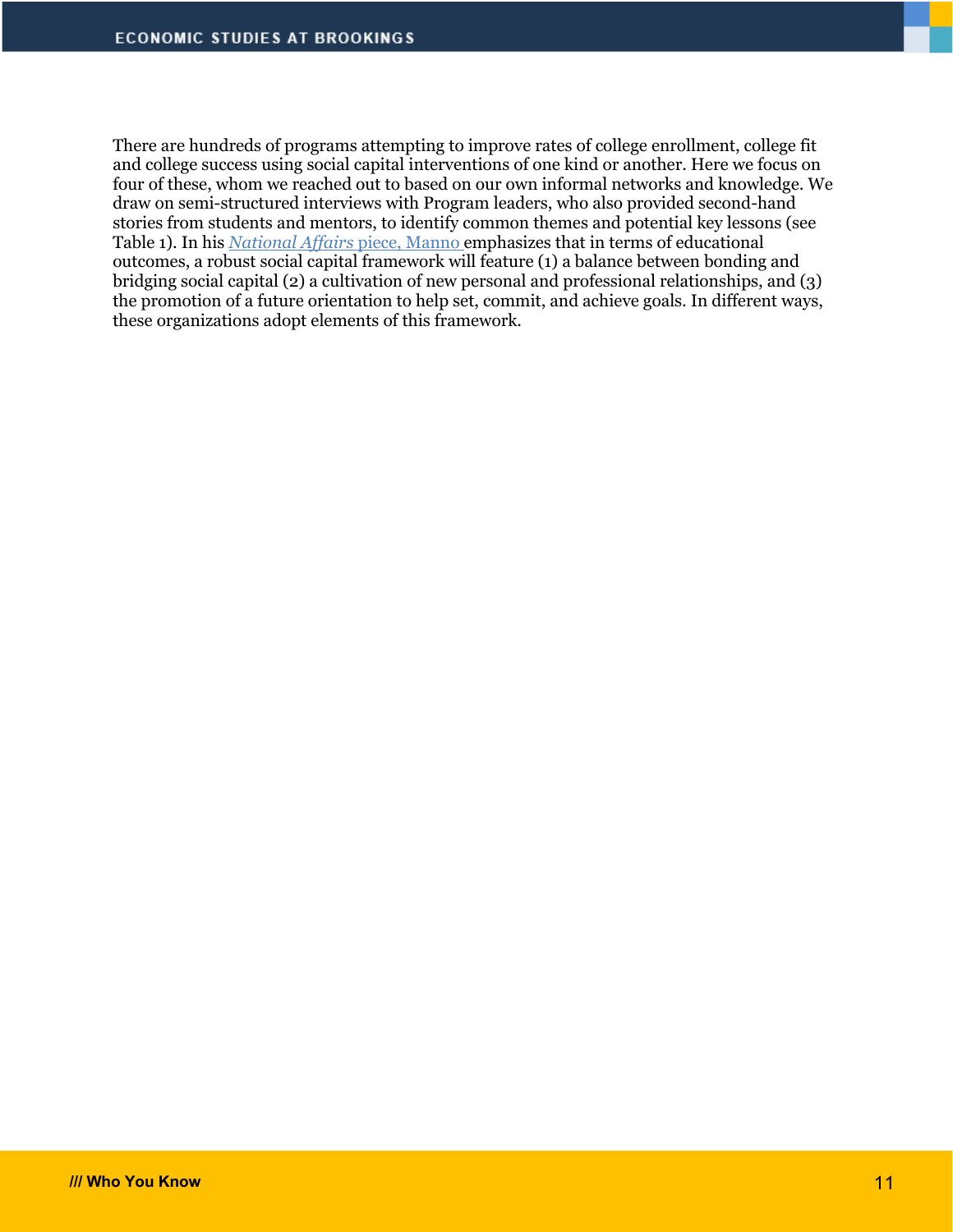There are hundreds of programs attempting to improve rates of college enrollment, college fit and college success using social capital interventions of one kind or another. Here we focus on four of these, whom we reached out to based on our own informal networks and knowledge. We draw on semi-structured interviews with Program leaders, who also provided second-hand stories from students and mentors, to identify common themes and potential key lessons (see Table 1). In his *National Affairs* piece, Manno emphasizes that in terms of educational outcomes, a robust social capital framework will feature (1) a balance between bonding and bridging social capital (2) a cultivation of new personal and professional relationships, and (3) the promotion of a future orientation to help set, commit, and achieve goals. In different ways, these organizations adopt elements of this framework.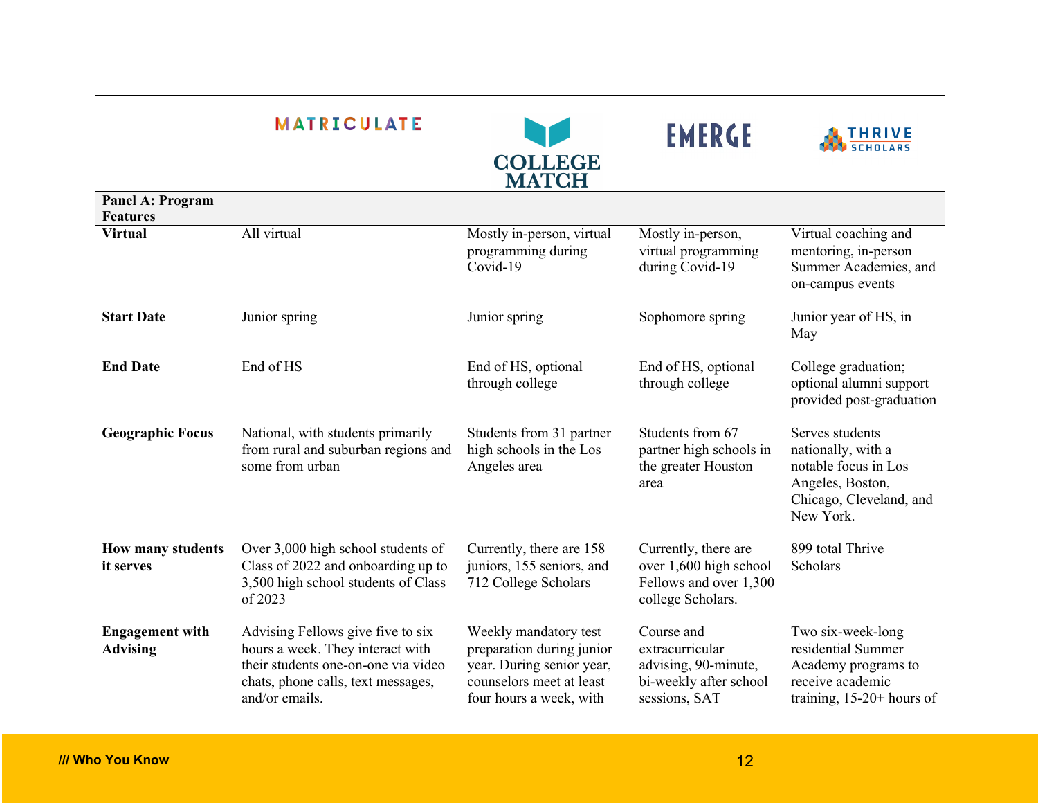| | MATRICULATE | COLLEGE MATCH | EMERGE | THRIVE SCHOLARS |
|---|---|---|---|---|
| **Panel A: Program Features** | | | | |
| **Virtual** | All virtual | Mostly in-person, virtual programming during Covid-19 | Mostly in-person, virtual programming during Covid-19 | Virtual coaching and mentoring, in-person Summer Academies, and on-campus events |
| **Start Date** | Junior spring | Junior spring | Sophomore spring | Junior year of HS, in May |
| **End Date** | End of HS | End of HS, optional through college | End of HS, optional through college | College graduation; optional alumni support provided post-graduation |
| **Geographic Focus** | National, with students primarily from rural and suburban regions and some from urban | Students from 31 partner high schools in the Los Angeles area | Students from 67 partner high schools in the greater Houston area | Serves students nationally, with a notable focus in Los Angeles, Boston, Chicago, Cleveland, and New York. |
| **How many students it serves** | Over 3,000 high school students of Class of 2022 and onboarding up to 3,500 high school students of Class of 2023 | Currently, there are 158 juniors, 155 seniors, and 712 College Scholars | Currently, there are over 1,600 high school Fellows and over 1,300 college Scholars. | 899 total Thrive Scholars |
| **Engagement with Advising** | Advising Fellows give five to six hours a week. They interact with their students one-on-one via video chats, phone calls, text messages, and/or emails. | Weekly mandatory test preparation during junior year. During senior year, counselors meet at least four hours a week, with | Course and extracurricular advising, 90-minute, bi-weekly after school sessions, SAT | Two six-week-long residential Summer Academy programs to receive academic training, 15-20+ hours of |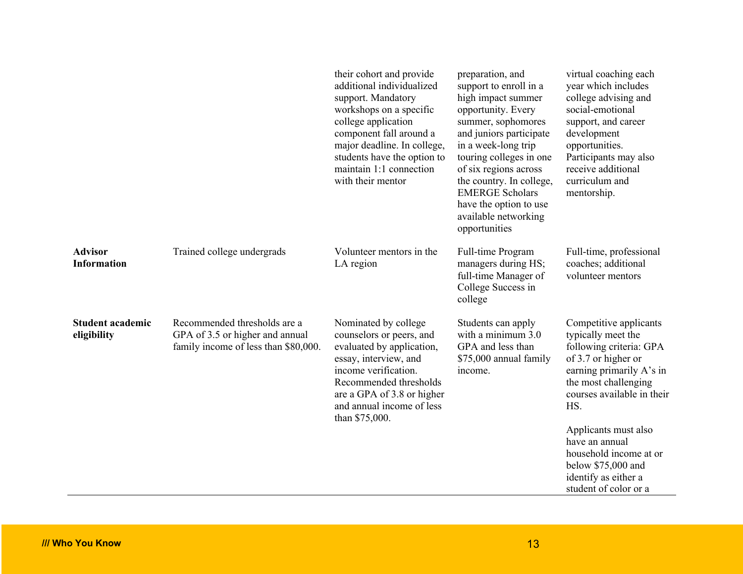| | | | | |
|---|---|---|---|---|
| | | their cohort and provide additional individualized support. Mandatory workshops on a specific college application component fall around a major deadline. In college, students have the option to maintain 1:1 connection with their mentor | preparation, and support to enroll in a high impact summer opportunity. Every summer, sophomores and juniors participate in a week-long trip touring colleges in one of six regions across the country. In college, EMERGE Scholars have the option to use available networking opportunities | virtual coaching each year which includes college advising and social-emotional support, and career development opportunities. Participants may also receive additional curriculum and mentorship. |
| **Advisor Information** | Trained college undergrads | Volunteer mentors in the LA region | Full-time Program managers during HS; full-time Manager of College Success in college | Full-time, professional coaches; additional volunteer mentors |
| **Student academic eligibility** | Recommended thresholds are a GPA of 3.5 or higher and annual family income of less than $80,000. | Nominated by college counselors or peers, and evaluated by application, essay, interview, and income verification. Recommended thresholds are a GPA of 3.8 or higher and annual income of less than $75,000. | Students can apply with a minimum 3.0 GPA and less than $75,000 annual family income. | Competitive applicants typically meet the following criteria: GPA of 3.7 or higher or earning primarily A's in the most challenging courses available in their HS.<br><br>Applicants must also have an annual household income at or below $75,000 and identify as either a student of color or a |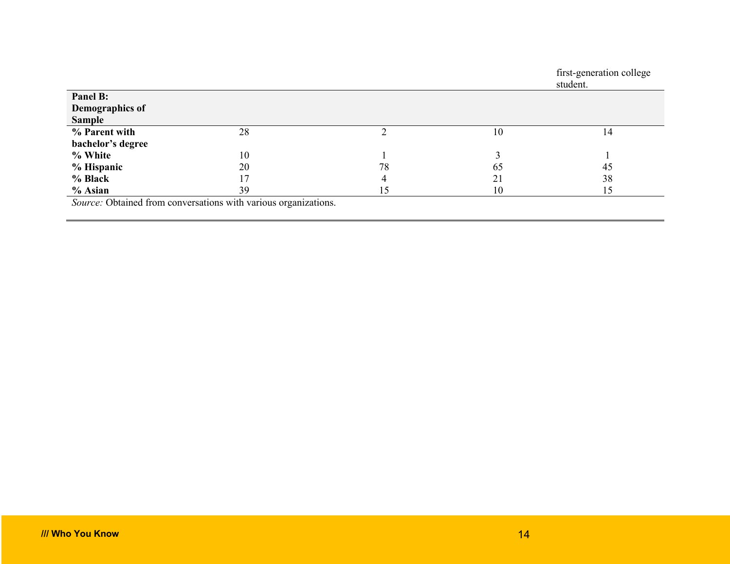| | | | | first-generation college student. |
|---|---|---|---|---|
| **Panel B: Demographics of Sample** | | | | |
| **% Parent with bachelor's degree** | 28 | 2 | 10 | 14 |
| **% White** | 10 | 1 | 3 | 1 |
| **% Hispanic** | 20 | 78 | 65 | 45 |
| **% Black** | 17 | 4 | 21 | 38 |
| **% Asian** | 39 | 15 | 10 | 15 |

*Source:* Obtained from conversations with various organizations.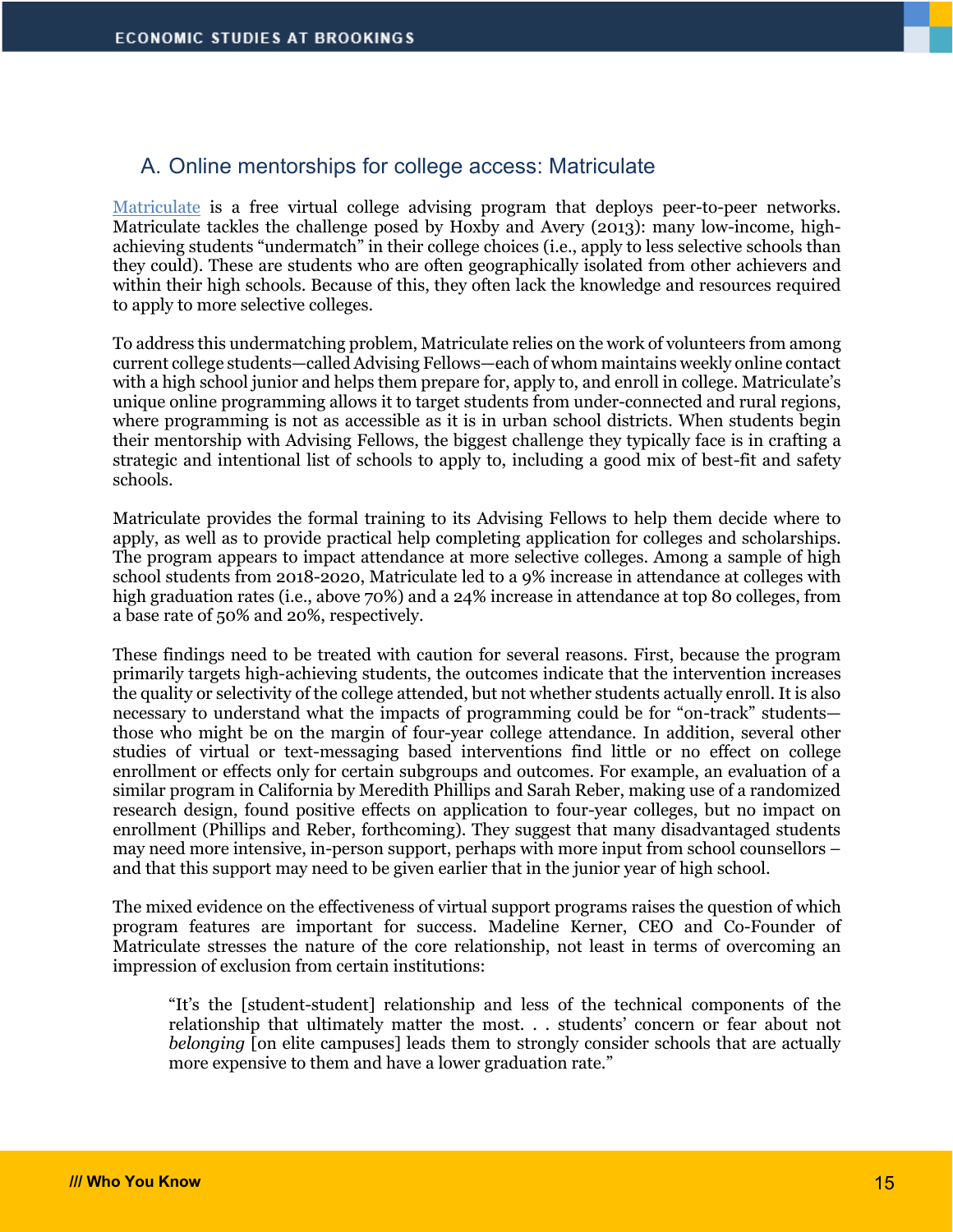## A. Online mentorships for college access: Matriculate

Matriculate is a free virtual college advising program that deploys peer-to-peer networks. Matriculate tackles the challenge posed by Hoxby and Avery (2013): many low-income, high-achieving students "undermatch" in their college choices (i.e., apply to less selective schools than they could). These are students who are often geographically isolated from other achievers and within their high schools. Because of this, they often lack the knowledge and resources required to apply to more selective colleges.

To address this undermatching problem, Matriculate relies on the work of volunteers from among current college students—called Advising Fellows—each of whom maintains weekly online contact with a high school junior and helps them prepare for, apply to, and enroll in college. Matriculate's unique online programming allows it to target students from under-connected and rural regions, where programming is not as accessible as it is in urban school districts. When students begin their mentorship with Advising Fellows, the biggest challenge they typically face is in crafting a strategic and intentional list of schools to apply to, including a good mix of best-fit and safety schools.

Matriculate provides the formal training to its Advising Fellows to help them decide where to apply, as well as to provide practical help completing application for colleges and scholarships. The program appears to impact attendance at more selective colleges. Among a sample of high school students from 2018-2020, Matriculate led to a 9% increase in attendance at colleges with high graduation rates (i.e., above 70%) and a 24% increase in attendance at top 80 colleges, from a base rate of 50% and 20%, respectively.

These findings need to be treated with caution for several reasons. First, because the program primarily targets high-achieving students, the outcomes indicate that the intervention increases the quality or selectivity of the college attended, but not whether students actually enroll. It is also necessary to understand what the impacts of programming could be for "on-track" students—those who might be on the margin of four-year college attendance. In addition, several other studies of virtual or text-messaging based interventions find little or no effect on college enrollment or effects only for certain subgroups and outcomes. For example, an evaluation of a similar program in California by Meredith Phillips and Sarah Reber, making use of a randomized research design, found positive effects on application to four-year colleges, but no impact on enrollment (Phillips and Reber, forthcoming). They suggest that many disadvantaged students may need more intensive, in-person support, perhaps with more input from school counsellors – and that this support may need to be given earlier that in the junior year of high school.

The mixed evidence on the effectiveness of virtual support programs raises the question of which program features are important for success. Madeline Kerner, CEO and Co-Founder of Matriculate stresses the nature of the core relationship, not least in terms of overcoming an impression of exclusion from certain institutions:

> "It's the [student-student] relationship and less of the technical components of the relationship that ultimately matter the most. . . students' concern or fear about not *belonging* [on elite campuses] leads them to strongly consider schools that are actually more expensive to them and have a lower graduation rate."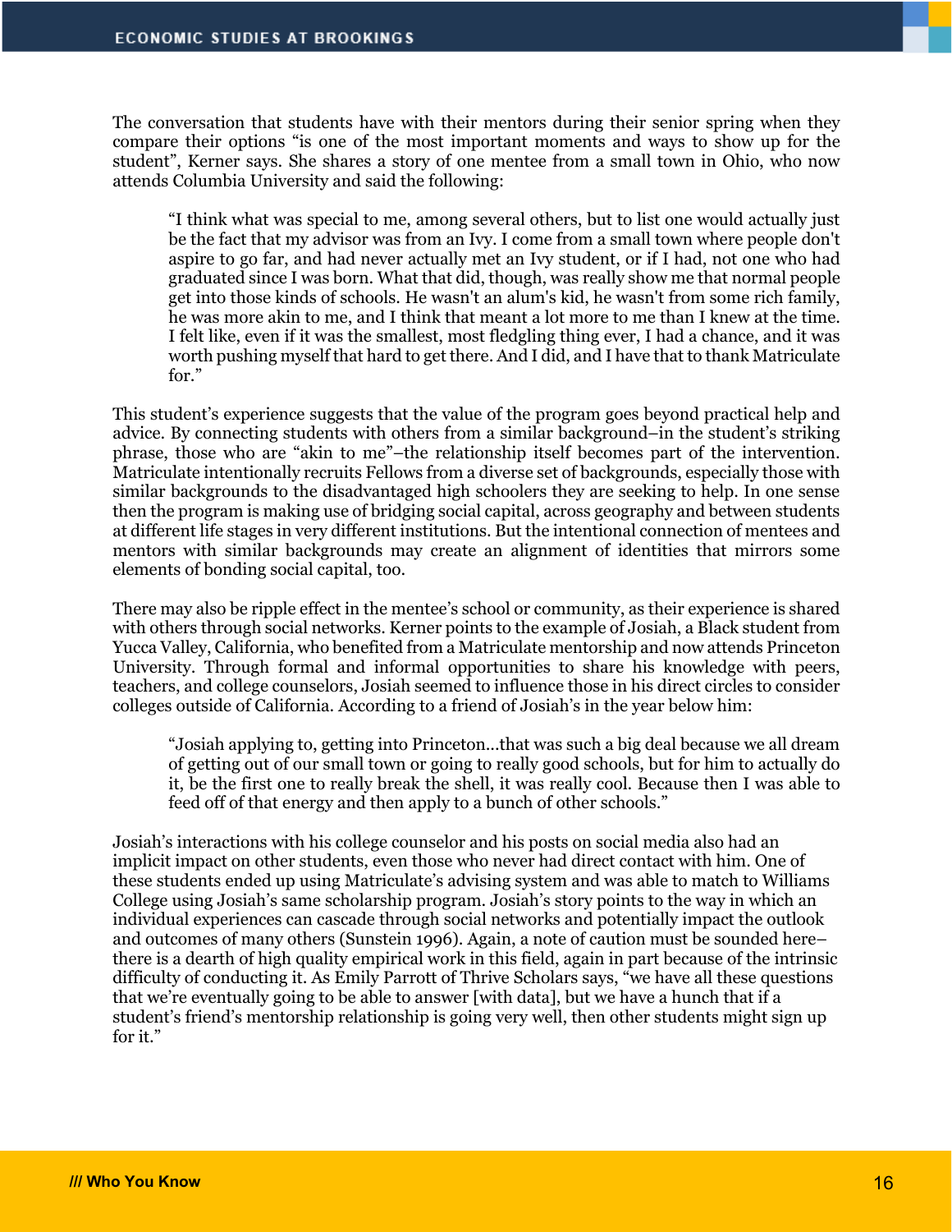The conversation that students have with their mentors during their senior spring when they compare their options "is one of the most important moments and ways to show up for the student", Kerner says. She shares a story of one mentee from a small town in Ohio, who now attends Columbia University and said the following:

> "I think what was special to me, among several others, but to list one would actually just be the fact that my advisor was from an Ivy. I come from a small town where people don't aspire to go far, and had never actually met an Ivy student, or if I had, not one who had graduated since I was born. What that did, though, was really show me that normal people get into those kinds of schools. He wasn't an alum's kid, he wasn't from some rich family, he was more akin to me, and I think that meant a lot more to me than I knew at the time. I felt like, even if it was the smallest, most fledgling thing ever, I had a chance, and it was worth pushing myself that hard to get there. And I did, and I have that to thank Matriculate for."

This student's experience suggests that the value of the program goes beyond practical help and advice. By connecting students with others from a similar background–in the student's striking phrase, those who are "akin to me"–the relationship itself becomes part of the intervention. Matriculate intentionally recruits Fellows from a diverse set of backgrounds, especially those with similar backgrounds to the disadvantaged high schoolers they are seeking to help. In one sense then the program is making use of bridging social capital, across geography and between students at different life stages in very different institutions. But the intentional connection of mentees and mentors with similar backgrounds may create an alignment of identities that mirrors some elements of bonding social capital, too.

There may also be ripple effect in the mentee's school or community, as their experience is shared with others through social networks. Kerner points to the example of Josiah, a Black student from Yucca Valley, California, who benefited from a Matriculate mentorship and now attends Princeton University. Through formal and informal opportunities to share his knowledge with peers, teachers, and college counselors, Josiah seemed to influence those in his direct circles to consider colleges outside of California. According to a friend of Josiah's in the year below him:

> "Josiah applying to, getting into Princeton...that was such a big deal because we all dream of getting out of our small town or going to really good schools, but for him to actually do it, be the first one to really break the shell, it was really cool. Because then I was able to feed off of that energy and then apply to a bunch of other schools."

Josiah's interactions with his college counselor and his posts on social media also had an implicit impact on other students, even those who never had direct contact with him. One of these students ended up using Matriculate's advising system and was able to match to Williams College using Josiah's same scholarship program. Josiah's story points to the way in which an individual experiences can cascade through social networks and potentially impact the outlook and outcomes of many others (Sunstein 1996). Again, a note of caution must be sounded here–there is a dearth of high quality empirical work in this field, again in part because of the intrinsic difficulty of conducting it. As Emily Parrott of Thrive Scholars says, "we have all these questions that we're eventually going to be able to answer [with data], but we have a hunch that if a student's friend's mentorship relationship is going very well, then other students might sign up for it."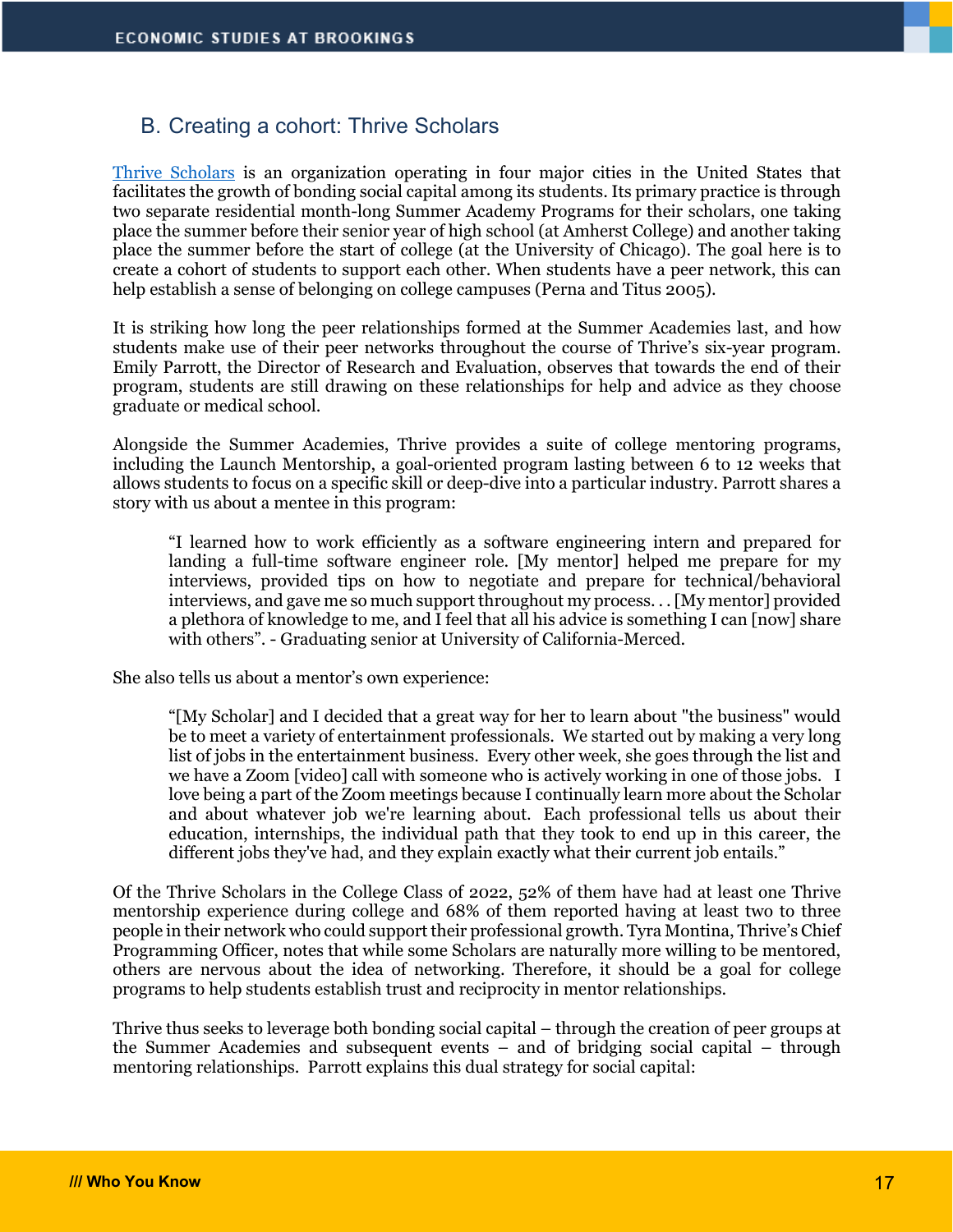## B. Creating a cohort: Thrive Scholars

Thrive Scholars is an organization operating in four major cities in the United States that facilitates the growth of bonding social capital among its students. Its primary practice is through two separate residential month-long Summer Academy Programs for their scholars, one taking place the summer before their senior year of high school (at Amherst College) and another taking place the summer before the start of college (at the University of Chicago). The goal here is to create a cohort of students to support each other. When students have a peer network, this can help establish a sense of belonging on college campuses (Perna and Titus 2005).

It is striking how long the peer relationships formed at the Summer Academies last, and how students make use of their peer networks throughout the course of Thrive's six-year program. Emily Parrott, the Director of Research and Evaluation, observes that towards the end of their program, students are still drawing on these relationships for help and advice as they choose graduate or medical school.

Alongside the Summer Academies, Thrive provides a suite of college mentoring programs, including the Launch Mentorship, a goal-oriented program lasting between 6 to 12 weeks that allows students to focus on a specific skill or deep-dive into a particular industry. Parrott shares a story with us about a mentee in this program:

> "I learned how to work efficiently as a software engineering intern and prepared for landing a full-time software engineer role. [My mentor] helped me prepare for my interviews, provided tips on how to negotiate and prepare for technical/behavioral interviews, and gave me so much support throughout my process. . . [My mentor] provided a plethora of knowledge to me, and I feel that all his advice is something I can [now] share with others". - Graduating senior at University of California-Merced.

She also tells us about a mentor's own experience:

> "[My Scholar] and I decided that a great way for her to learn about "the business" would be to meet a variety of entertainment professionals. We started out by making a very long list of jobs in the entertainment business. Every other week, she goes through the list and we have a Zoom [video] call with someone who is actively working in one of those jobs. I love being a part of the Zoom meetings because I continually learn more about the Scholar and about whatever job we're learning about. Each professional tells us about their education, internships, the individual path that they took to end up in this career, the different jobs they've had, and they explain exactly what their current job entails."

Of the Thrive Scholars in the College Class of 2022, 52% of them have had at least one Thrive mentorship experience during college and 68% of them reported having at least two to three people in their network who could support their professional growth. Tyra Montina, Thrive's Chief Programming Officer, notes that while some Scholars are naturally more willing to be mentored, others are nervous about the idea of networking. Therefore, it should be a goal for college programs to help students establish trust and reciprocity in mentor relationships.

Thrive thus seeks to leverage both bonding social capital – through the creation of peer groups at the Summer Academies and subsequent events – and of bridging social capital – through mentoring relationships. Parrott explains this dual strategy for social capital: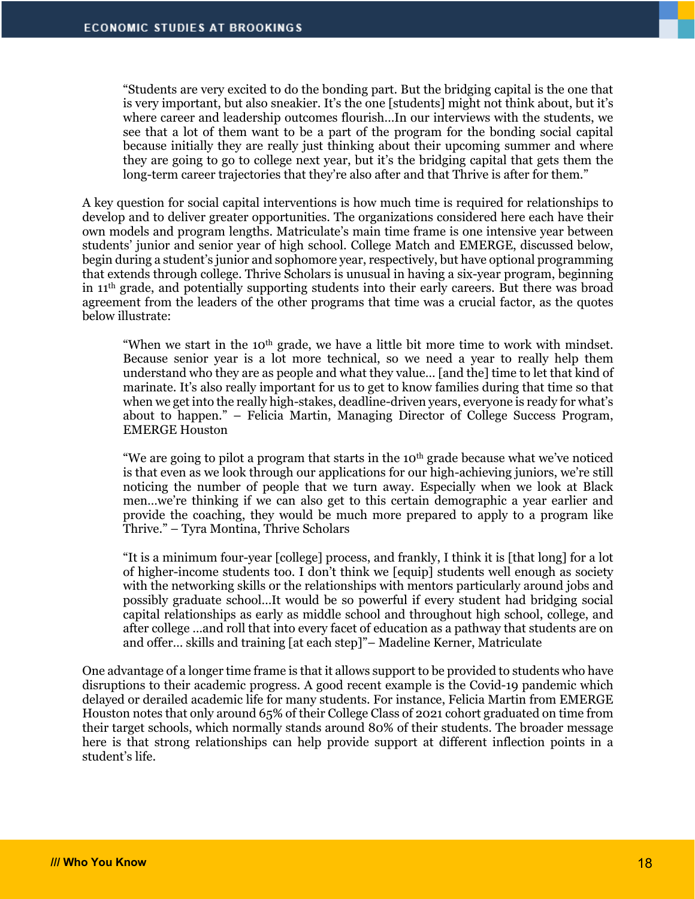> "Students are very excited to do the bonding part. But the bridging capital is the one that is very important, but also sneakier. It's the one [students] might not think about, but it's where career and leadership outcomes flourish…In our interviews with the students, we see that a lot of them want to be a part of the program for the bonding social capital because initially they are really just thinking about their upcoming summer and where they are going to go to college next year, but it's the bridging capital that gets them the long-term career trajectories that they're also after and that Thrive is after for them."

A key question for social capital interventions is how much time is required for relationships to develop and to deliver greater opportunities. The organizations considered here each have their own models and program lengths. Matriculate's main time frame is one intensive year between students' junior and senior year of high school. College Match and EMERGE, discussed below, begin during a student's junior and sophomore year, respectively, but have optional programming that extends through college. Thrive Scholars is unusual in having a six-year program, beginning in 11th grade, and potentially supporting students into their early careers. But there was broad agreement from the leaders of the other programs that time was a crucial factor, as the quotes below illustrate:

> "When we start in the 10th grade, we have a little bit more time to work with mindset. Because senior year is a lot more technical, so we need a year to really help them understand who they are as people and what they value… [and the] time to let that kind of marinate. It's also really important for us to get to know families during that time so that when we get into the really high-stakes, deadline-driven years, everyone is ready for what's about to happen." – Felicia Martin, Managing Director of College Success Program, EMERGE Houston

> "We are going to pilot a program that starts in the 10th grade because what we've noticed is that even as we look through our applications for our high-achieving juniors, we're still noticing the number of people that we turn away. Especially when we look at Black men…we're thinking if we can also get to this certain demographic a year earlier and provide the coaching, they would be much more prepared to apply to a program like Thrive." – Tyra Montina, Thrive Scholars

> "It is a minimum four-year [college] process, and frankly, I think it is [that long] for a lot of higher-income students too. I don't think we [equip] students well enough as society with the networking skills or the relationships with mentors particularly around jobs and possibly graduate school…It would be so powerful if every student had bridging social capital relationships as early as middle school and throughout high school, college, and after college …and roll that into every facet of education as a pathway that students are on and offer… skills and training [at each step]"– Madeline Kerner, Matriculate

One advantage of a longer time frame is that it allows support to be provided to students who have disruptions to their academic progress. A good recent example is the Covid-19 pandemic which delayed or derailed academic life for many students. For instance, Felicia Martin from EMERGE Houston notes that only around 65% of their College Class of 2021 cohort graduated on time from their target schools, which normally stands around 80% of their students. The broader message here is that strong relationships can help provide support at different inflection points in a student's life.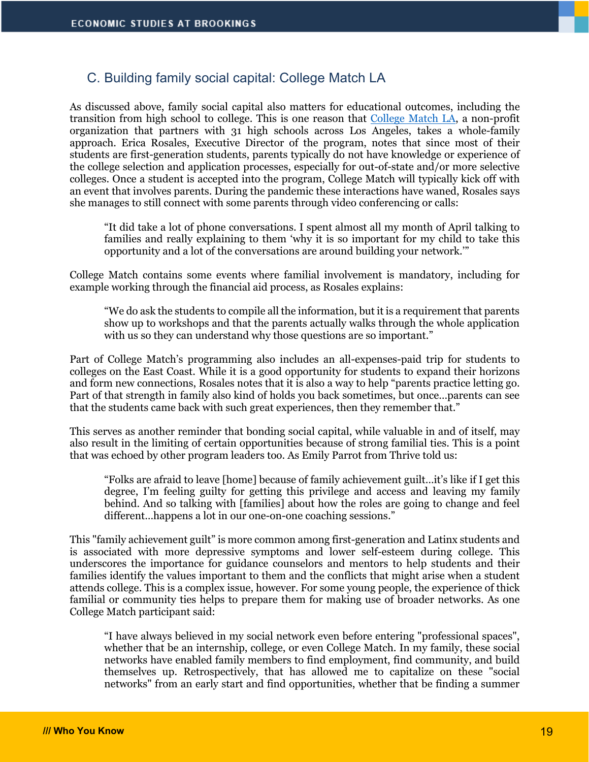### C. Building family social capital: College Match LA

As discussed above, family social capital also matters for educational outcomes, including the transition from high school to college. This is one reason that College Match LA, a non-profit organization that partners with 31 high schools across Los Angeles, takes a whole-family approach. Erica Rosales, Executive Director of the program, notes that since most of their students are first-generation students, parents typically do not have knowledge or experience of the college selection and application processes, especially for out-of-state and/or more selective colleges. Once a student is accepted into the program, College Match will typically kick off with an event that involves parents. During the pandemic these interactions have waned, Rosales says she manages to still connect with some parents through video conferencing or calls:

> "It did take a lot of phone conversations. I spent almost all my month of April talking to families and really explaining to them 'why it is so important for my child to take this opportunity and a lot of the conversations are around building your network.'"

College Match contains some events where familial involvement is mandatory, including for example working through the financial aid process, as Rosales explains:

> "We do ask the students to compile all the information, but it is a requirement that parents show up to workshops and that the parents actually walks through the whole application with us so they can understand why those questions are so important."

Part of College Match's programming also includes an all-expenses-paid trip for students to colleges on the East Coast. While it is a good opportunity for students to expand their horizons and form new connections, Rosales notes that it is also a way to help "parents practice letting go. Part of that strength in family also kind of holds you back sometimes, but once…parents can see that the students came back with such great experiences, then they remember that."

This serves as another reminder that bonding social capital, while valuable in and of itself, may also result in the limiting of certain opportunities because of strong familial ties. This is a point that was echoed by other program leaders too. As Emily Parrot from Thrive told us:

> "Folks are afraid to leave [home] because of family achievement guilt…it's like if I get this degree, I'm feeling guilty for getting this privilege and access and leaving my family behind. And so talking with [families] about how the roles are going to change and feel different…happens a lot in our one-on-one coaching sessions."

This "family achievement guilt" is more common among first-generation and Latinx students and is associated with more depressive symptoms and lower self-esteem during college. This underscores the importance for guidance counselors and mentors to help students and their families identify the values important to them and the conflicts that might arise when a student attends college. This is a complex issue, however. For some young people, the experience of thick familial or community ties helps to prepare them for making use of broader networks. As one College Match participant said:

> "I have always believed in my social network even before entering "professional spaces", whether that be an internship, college, or even College Match. In my family, these social networks have enabled family members to find employment, find community, and build themselves up. Retrospectively, that has allowed me to capitalize on these "social networks" from an early start and find opportunities, whether that be finding a summer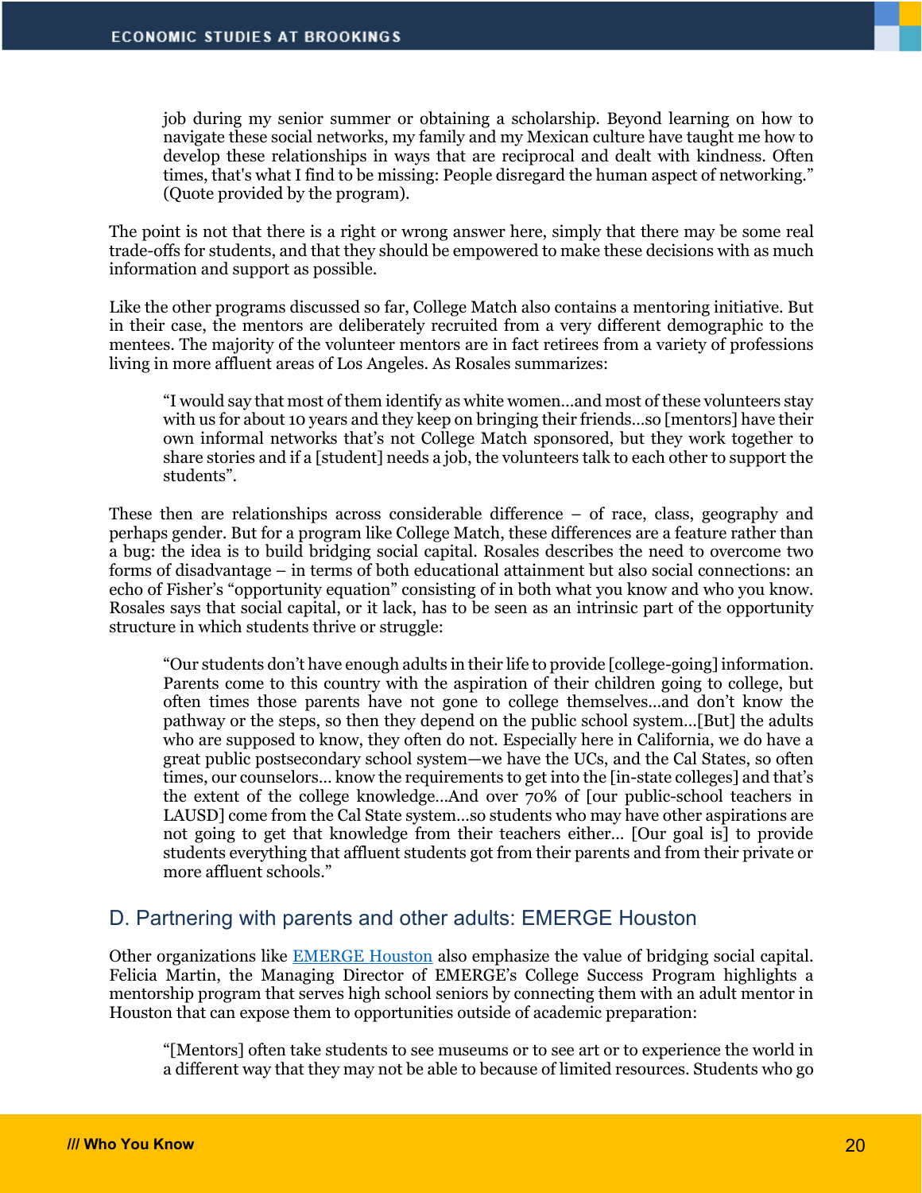> job during my senior summer or obtaining a scholarship. Beyond learning on how to navigate these social networks, my family and my Mexican culture have taught me how to develop these relationships in ways that are reciprocal and dealt with kindness. Often times, that's what I find to be missing: People disregard the human aspect of networking." (Quote provided by the program).

The point is not that there is a right or wrong answer here, simply that there may be some real trade-offs for students, and that they should be empowered to make these decisions with as much information and support as possible.

Like the other programs discussed so far, College Match also contains a mentoring initiative. But in their case, the mentors are deliberately recruited from a very different demographic to the mentees. The majority of the volunteer mentors are in fact retirees from a variety of professions living in more affluent areas of Los Angeles. As Rosales summarizes:

> "I would say that most of them identify as white women…and most of these volunteers stay with us for about 10 years and they keep on bringing their friends…so [mentors] have their own informal networks that's not College Match sponsored, but they work together to share stories and if a [student] needs a job, the volunteers talk to each other to support the students".

These then are relationships across considerable difference – of race, class, geography and perhaps gender. But for a program like College Match, these differences are a feature rather than a bug: the idea is to build bridging social capital. Rosales describes the need to overcome two forms of disadvantage – in terms of both educational attainment but also social connections: an echo of Fisher's "opportunity equation" consisting of in both what you know and who you know. Rosales says that social capital, or it lack, has to be seen as an intrinsic part of the opportunity structure in which students thrive or struggle:

> "Our students don't have enough adults in their life to provide [college-going] information. Parents come to this country with the aspiration of their children going to college, but often times those parents have not gone to college themselves…and don't know the pathway or the steps, so then they depend on the public school system…[But] the adults who are supposed to know, they often do not. Especially here in California, we do have a great public postsecondary school system—we have the UCs, and the Cal States, so often times, our counselors… know the requirements to get into the [in-state colleges] and that's the extent of the college knowledge…And over 70% of [our public-school teachers in LAUSD] come from the Cal State system…so students who may have other aspirations are not going to get that knowledge from their teachers either… [Our goal is] to provide students everything that affluent students got from their parents and from their private or more affluent schools."

## D. Partnering with parents and other adults: EMERGE Houston

Other organizations like EMERGE Houston also emphasize the value of bridging social capital. Felicia Martin, the Managing Director of EMERGE's College Success Program highlights a mentorship program that serves high school seniors by connecting them with an adult mentor in Houston that can expose them to opportunities outside of academic preparation:

> "[Mentors] often take students to see museums or to see art or to experience the world in a different way that they may not be able to because of limited resources. Students who go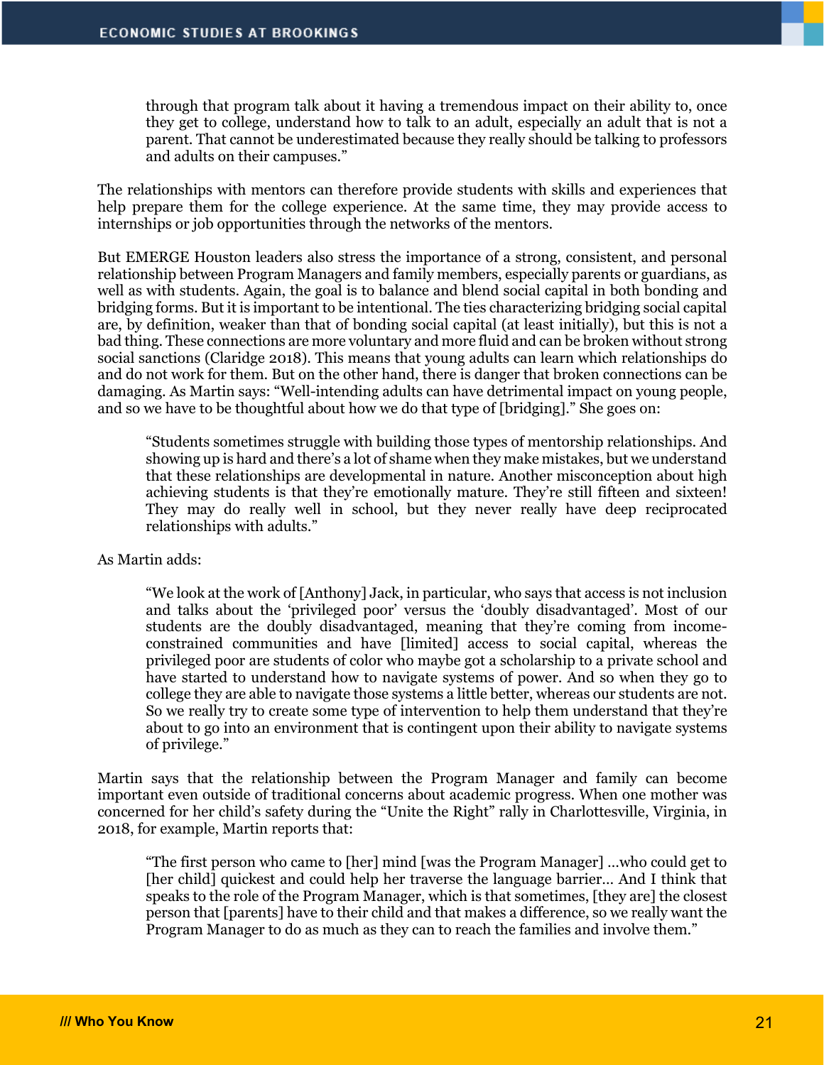> through that program talk about it having a tremendous impact on their ability to, once they get to college, understand how to talk to an adult, especially an adult that is not a parent. That cannot be underestimated because they really should be talking to professors and adults on their campuses."

The relationships with mentors can therefore provide students with skills and experiences that help prepare them for the college experience. At the same time, they may provide access to internships or job opportunities through the networks of the mentors.

But EMERGE Houston leaders also stress the importance of a strong, consistent, and personal relationship between Program Managers and family members, especially parents or guardians, as well as with students. Again, the goal is to balance and blend social capital in both bonding and bridging forms. But it is important to be intentional. The ties characterizing bridging social capital are, by definition, weaker than that of bonding social capital (at least initially), but this is not a bad thing. These connections are more voluntary and more fluid and can be broken without strong social sanctions (Claridge 2018). This means that young adults can learn which relationships do and do not work for them. But on the other hand, there is danger that broken connections can be damaging. As Martin says: "Well-intending adults can have detrimental impact on young people, and so we have to be thoughtful about how we do that type of [bridging]." She goes on:

> "Students sometimes struggle with building those types of mentorship relationships. And showing up is hard and there's a lot of shame when they make mistakes, but we understand that these relationships are developmental in nature. Another misconception about high achieving students is that they're emotionally mature. They're still fifteen and sixteen! They may do really well in school, but they never really have deep reciprocated relationships with adults."

As Martin adds:

> "We look at the work of [Anthony] Jack, in particular, who says that access is not inclusion and talks about the 'privileged poor' versus the 'doubly disadvantaged'. Most of our students are the doubly disadvantaged, meaning that they're coming from income-constrained communities and have [limited] access to social capital, whereas the privileged poor are students of color who maybe got a scholarship to a private school and have started to understand how to navigate systems of power. And so when they go to college they are able to navigate those systems a little better, whereas our students are not. So we really try to create some type of intervention to help them understand that they're about to go into an environment that is contingent upon their ability to navigate systems of privilege."

Martin says that the relationship between the Program Manager and family can become important even outside of traditional concerns about academic progress. When one mother was concerned for her child's safety during the "Unite the Right" rally in Charlottesville, Virginia, in 2018, for example, Martin reports that:

> "The first person who came to [her] mind [was the Program Manager] …who could get to [her child] quickest and could help her traverse the language barrier… And I think that speaks to the role of the Program Manager, which is that sometimes, [they are] the closest person that [parents] have to their child and that makes a difference, so we really want the Program Manager to do as much as they can to reach the families and involve them."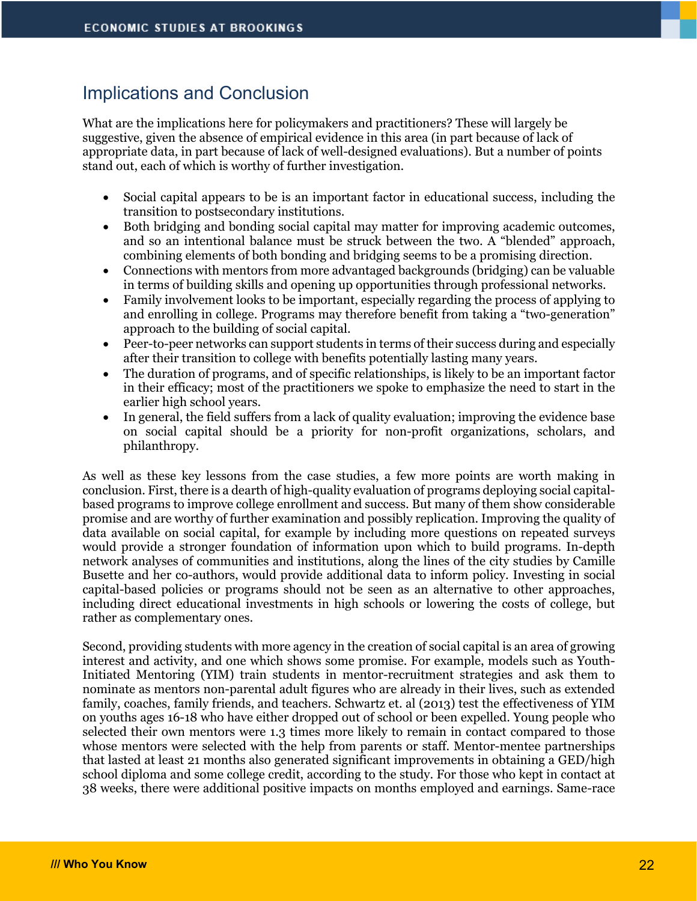## Implications and Conclusion

What are the implications here for policymakers and practitioners? These will largely be suggestive, given the absence of empirical evidence in this area (in part because of lack of appropriate data, in part because of lack of well-designed evaluations). But a number of points stand out, each of which is worthy of further investigation.

- Social capital appears to be is an important factor in educational success, including the transition to postsecondary institutions.
- Both bridging and bonding social capital may matter for improving academic outcomes, and so an intentional balance must be struck between the two. A "blended" approach, combining elements of both bonding and bridging seems to be a promising direction.
- Connections with mentors from more advantaged backgrounds (bridging) can be valuable in terms of building skills and opening up opportunities through professional networks.
- Family involvement looks to be important, especially regarding the process of applying to and enrolling in college. Programs may therefore benefit from taking a "two-generation" approach to the building of social capital.
- Peer-to-peer networks can support students in terms of their success during and especially after their transition to college with benefits potentially lasting many years.
- The duration of programs, and of specific relationships, is likely to be an important factor in their efficacy; most of the practitioners we spoke to emphasize the need to start in the earlier high school years.
- In general, the field suffers from a lack of quality evaluation; improving the evidence base on social capital should be a priority for non-profit organizations, scholars, and philanthropy.

As well as these key lessons from the case studies, a few more points are worth making in conclusion. First, there is a dearth of high-quality evaluation of programs deploying social capital-based programs to improve college enrollment and success. But many of them show considerable promise and are worthy of further examination and possibly replication. Improving the quality of data available on social capital, for example by including more questions on repeated surveys would provide a stronger foundation of information upon which to build programs. In-depth network analyses of communities and institutions, along the lines of the city studies by Camille Busette and her co-authors, would provide additional data to inform policy. Investing in social capital-based policies or programs should not be seen as an alternative to other approaches, including direct educational investments in high schools or lowering the costs of college, but rather as complementary ones.

Second, providing students with more agency in the creation of social capital is an area of growing interest and activity, and one which shows some promise. For example, models such as Youth-Initiated Mentoring (YIM) train students in mentor-recruitment strategies and ask them to nominate as mentors non-parental adult figures who are already in their lives, such as extended family, coaches, family friends, and teachers. Schwartz et. al (2013) test the effectiveness of YIM on youths ages 16-18 who have either dropped out of school or been expelled. Young people who selected their own mentors were 1.3 times more likely to remain in contact compared to those whose mentors were selected with the help from parents or staff. Mentor-mentee partnerships that lasted at least 21 months also generated significant improvements in obtaining a GED/high school diploma and some college credit, according to the study. For those who kept in contact at 38 weeks, there were additional positive impacts on months employed and earnings. Same-race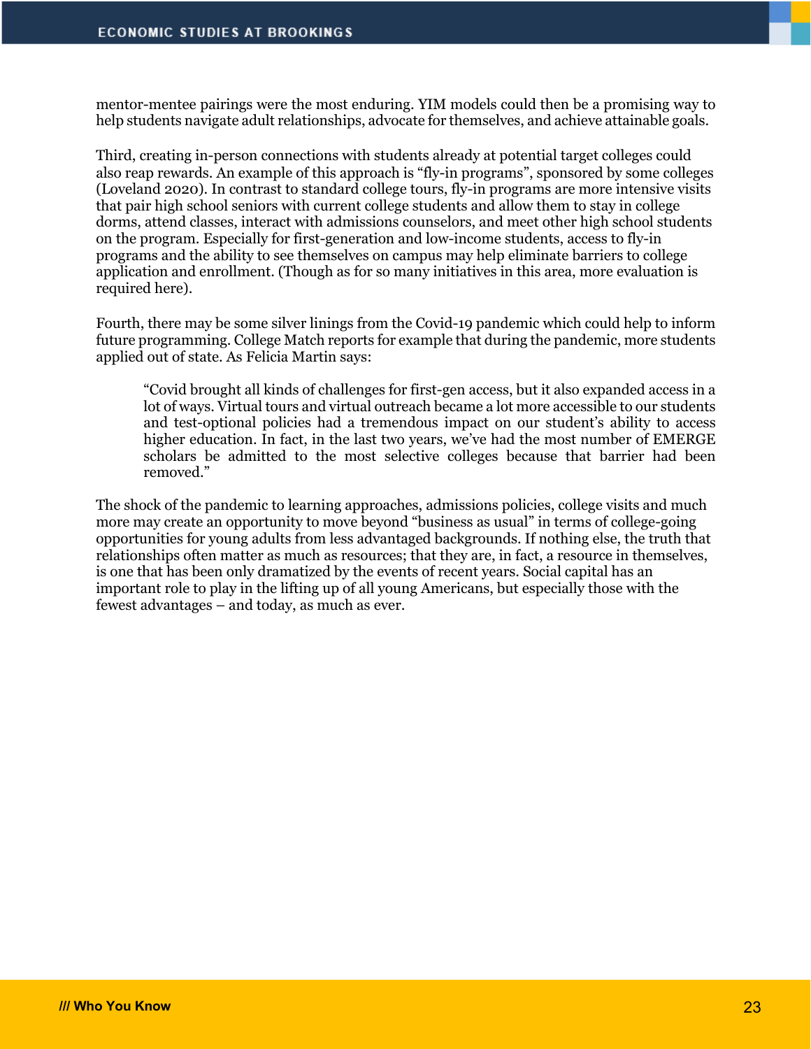mentor-mentee pairings were the most enduring. YIM models could then be a promising way to help students navigate adult relationships, advocate for themselves, and achieve attainable goals.

Third, creating in-person connections with students already at potential target colleges could also reap rewards. An example of this approach is "fly-in programs", sponsored by some colleges (Loveland 2020). In contrast to standard college tours, fly-in programs are more intensive visits that pair high school seniors with current college students and allow them to stay in college dorms, attend classes, interact with admissions counselors, and meet other high school students on the program. Especially for first-generation and low-income students, access to fly-in programs and the ability to see themselves on campus may help eliminate barriers to college application and enrollment. (Though as for so many initiatives in this area, more evaluation is required here).

Fourth, there may be some silver linings from the Covid-19 pandemic which could help to inform future programming. College Match reports for example that during the pandemic, more students applied out of state. As Felicia Martin says:

> "Covid brought all kinds of challenges for first-gen access, but it also expanded access in a lot of ways. Virtual tours and virtual outreach became a lot more accessible to our students and test-optional policies had a tremendous impact on our student's ability to access higher education. In fact, in the last two years, we've had the most number of EMERGE scholars be admitted to the most selective colleges because that barrier had been removed."

The shock of the pandemic to learning approaches, admissions policies, college visits and much more may create an opportunity to move beyond "business as usual" in terms of college-going opportunities for young adults from less advantaged backgrounds. If nothing else, the truth that relationships often matter as much as resources; that they are, in fact, a resource in themselves, is one that has been only dramatized by the events of recent years. Social capital has an important role to play in the lifting up of all young Americans, but especially those with the fewest advantages – and today, as much as ever.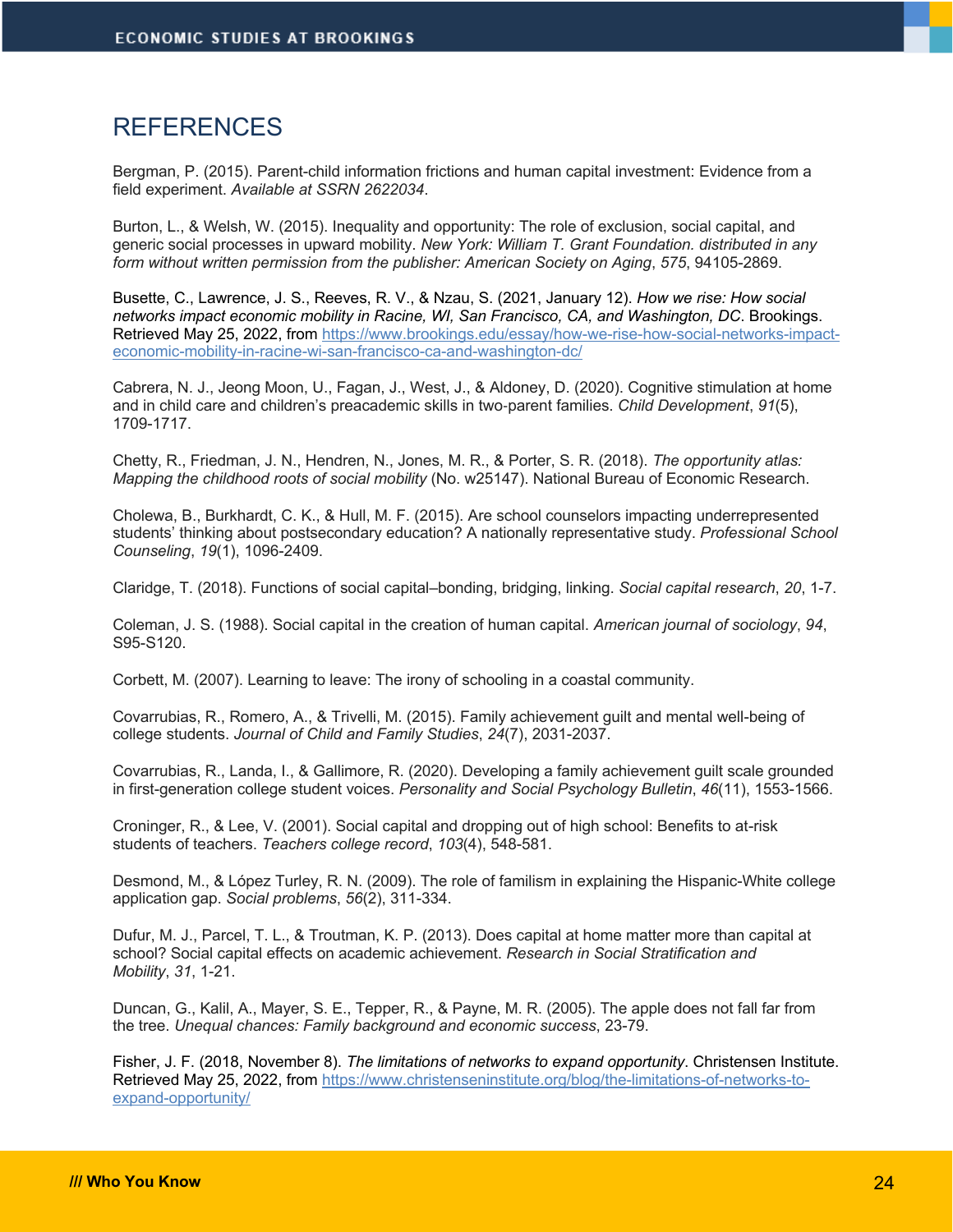# REFERENCES

Bergman, P. (2015). Parent-child information frictions and human capital investment: Evidence from a field experiment. *Available at SSRN 2622034*.

Burton, L., & Welsh, W. (2015). Inequality and opportunity: The role of exclusion, social capital, and generic social processes in upward mobility. *New York: William T. Grant Foundation. distributed in any form without written permission from the publisher: American Society on Aging*, *575*, 94105-2869.

Busette, C., Lawrence, J. S., Reeves, R. V., & Nzau, S. (2021, January 12). *How we rise: How social networks impact economic mobility in Racine, WI, San Francisco, CA, and Washington, DC*. Brookings. Retrieved May 25, 2022, from https://www.brookings.edu/essay/how-we-rise-how-social-networks-impact-economic-mobility-in-racine-wi-san-francisco-ca-and-washington-dc/

Cabrera, N. J., Jeong Moon, U., Fagan, J., West, J., & Aldoney, D. (2020). Cognitive stimulation at home and in child care and children's preacademic skills in two-parent families. *Child Development*, *91*(5), 1709-1717.

Chetty, R., Friedman, J. N., Hendren, N., Jones, M. R., & Porter, S. R. (2018). *The opportunity atlas: Mapping the childhood roots of social mobility* (No. w25147). National Bureau of Economic Research.

Cholewa, B., Burkhardt, C. K., & Hull, M. F. (2015). Are school counselors impacting underrepresented students' thinking about postsecondary education? A nationally representative study. *Professional School Counseling*, *19*(1), 1096-2409.

Claridge, T. (2018). Functions of social capital–bonding, bridging, linking. *Social capital research*, *20*, 1-7.

Coleman, J. S. (1988). Social capital in the creation of human capital. *American journal of sociology*, *94*, S95-S120.

Corbett, M. (2007). Learning to leave: The irony of schooling in a coastal community.

Covarrubias, R., Romero, A., & Trivelli, M. (2015). Family achievement guilt and mental well-being of college students. *Journal of Child and Family Studies*, *24*(7), 2031-2037.

Covarrubias, R., Landa, I., & Gallimore, R. (2020). Developing a family achievement guilt scale grounded in first-generation college student voices. *Personality and Social Psychology Bulletin*, *46*(11), 1553-1566.

Croninger, R., & Lee, V. (2001). Social capital and dropping out of high school: Benefits to at-risk students of teachers. *Teachers college record*, *103*(4), 548-581.

Desmond, M., & López Turley, R. N. (2009). The role of familism in explaining the Hispanic-White college application gap. *Social problems*, *56*(2), 311-334.

Dufur, M. J., Parcel, T. L., & Troutman, K. P. (2013). Does capital at home matter more than capital at school? Social capital effects on academic achievement. *Research in Social Stratification and Mobility*, *31*, 1-21.

Duncan, G., Kalil, A., Mayer, S. E., Tepper, R., & Payne, M. R. (2005). The apple does not fall far from the tree. *Unequal chances: Family background and economic success*, 23-79.

Fisher, J. F. (2018, November 8). *The limitations of networks to expand opportunity*. Christensen Institute. Retrieved May 25, 2022, from https://www.christenseninstitute.org/blog/the-limitations-of-networks-to-expand-opportunity/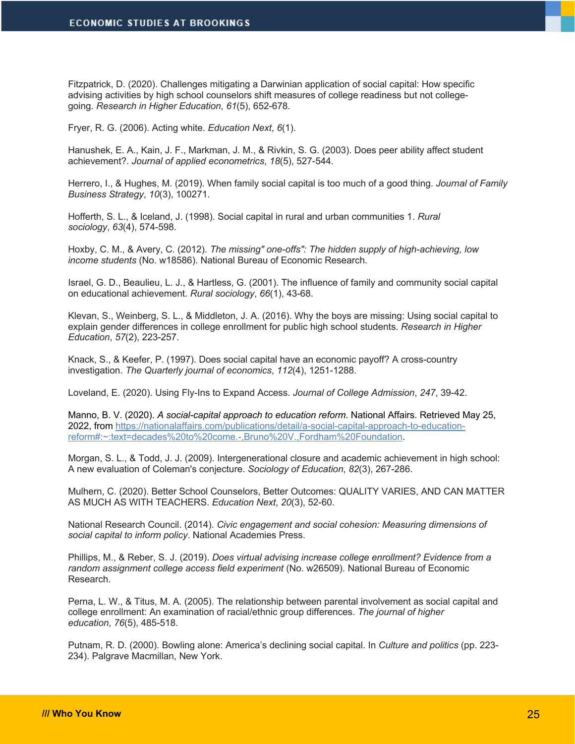Fitzpatrick, D. (2020). Challenges mitigating a Darwinian application of social capital: How specific advising activities by high school counselors shift measures of college readiness but not college-going. *Research in Higher Education*, *61*(5), 652-678.

Fryer, R. G. (2006). Acting white. *Education Next*, *6*(1).

Hanushek, E. A., Kain, J. F., Markman, J. M., & Rivkin, S. G. (2003). Does peer ability affect student achievement?. *Journal of applied econometrics*, *18*(5), 527-544.

Herrero, I., & Hughes, M. (2019). When family social capital is too much of a good thing. *Journal of Family Business Strategy*, *10*(3), 100271.

Hofferth, S. L., & Iceland, J. (1998). Social capital in rural and urban communities 1. *Rural sociology*, *63*(4), 574-598.

Hoxby, C. M., & Avery, C. (2012). *The missing" one-offs": The hidden supply of high-achieving, low income students* (No. w18586). National Bureau of Economic Research.

Israel, G. D., Beaulieu, L. J., & Hartless, G. (2001). The influence of family and community social capital on educational achievement. *Rural sociology*, *66*(1), 43-68.

Klevan, S., Weinberg, S. L., & Middleton, J. A. (2016). Why the boys are missing: Using social capital to explain gender differences in college enrollment for public high school students. *Research in Higher Education*, *57*(2), 223-257.

Knack, S., & Keefer, P. (1997). Does social capital have an economic payoff? A cross-country investigation. *The Quarterly journal of economics*, *112*(4), 1251-1288.

Loveland, E. (2020). Using Fly-Ins to Expand Access. *Journal of College Admission*, *247*, 39-42.

Manno, B. V. (2020). *A social-capital approach to education reform*. National Affairs. Retrieved May 25, 2022, from [https://nationalaffairs.com/publications/detail/a-social-capital-approach-to-education-reform#:~:text=decades%20to%20come.-,Bruno%20V.,Fordham%20Foundation](https://nationalaffairs.com/publications/detail/a-social-capital-approach-to-education-reform#:~:text=decades%20to%20come.-,Bruno%20V.,Fordham%20Foundation).

Morgan, S. L., & Todd, J. J. (2009). Intergenerational closure and academic achievement in high school: A new evaluation of Coleman's conjecture. *Sociology of Education*, *82*(3), 267-286.

Mulhern, C. (2020). Better School Counselors, Better Outcomes: QUALITY VARIES, AND CAN MATTER AS MUCH AS WITH TEACHERS. *Education Next*, *20*(3), 52-60.

National Research Council. (2014). *Civic engagement and social cohesion: Measuring dimensions of social capital to inform policy*. National Academies Press.

Phillips, M., & Reber, S. J. (2019). *Does virtual advising increase college enrollment? Evidence from a random assignment college access field experiment* (No. w26509). National Bureau of Economic Research.

Perna, L. W., & Titus, M. A. (2005). The relationship between parental involvement as social capital and college enrollment: An examination of racial/ethnic group differences. *The journal of higher education*, *76*(5), 485-518.

Putnam, R. D. (2000). Bowling alone: America's declining social capital. In *Culture and politics* (pp. 223-234). Palgrave Macmillan, New York.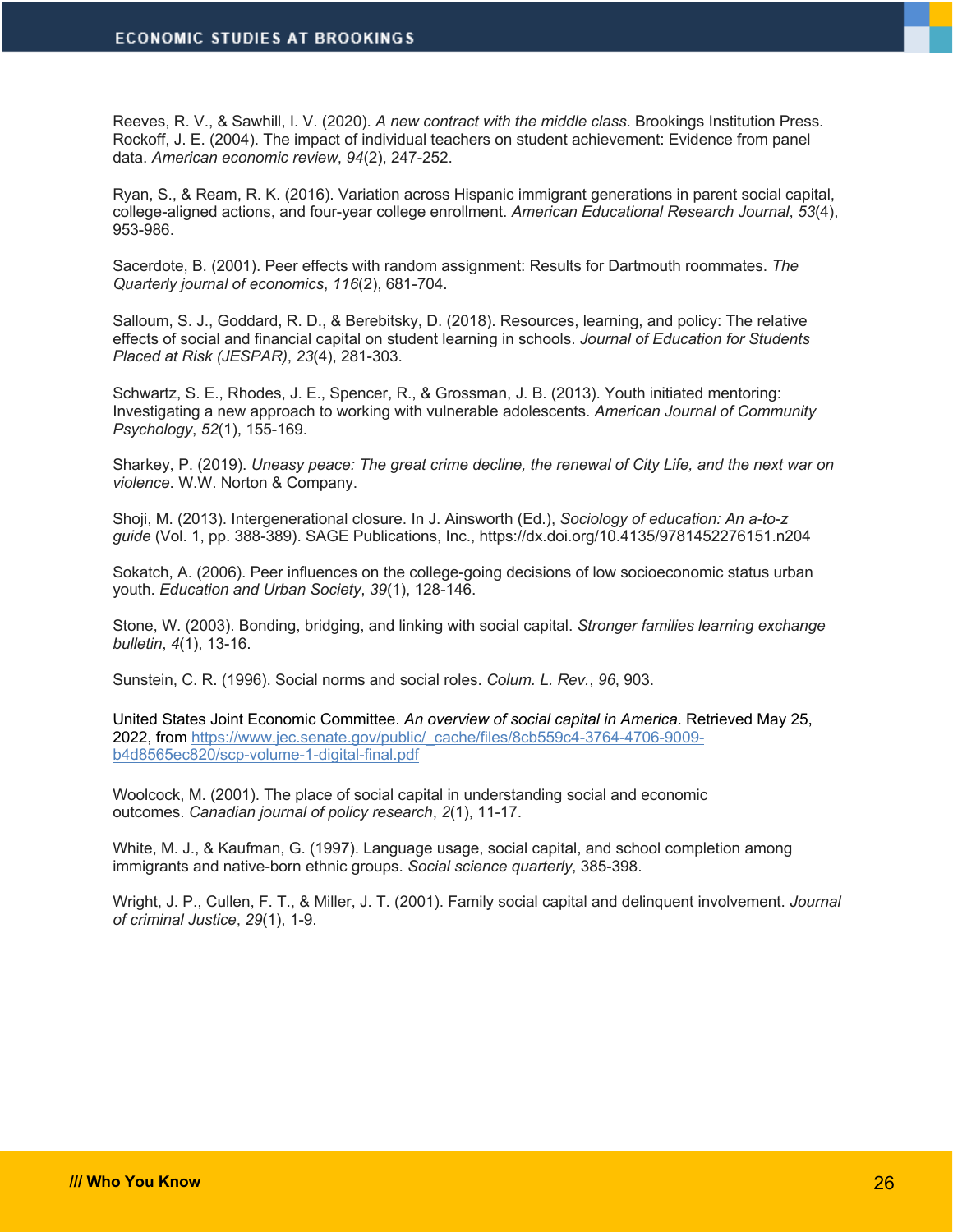Reeves, R. V., & Sawhill, I. V. (2020). *A new contract with the middle class*. Brookings Institution Press.
Rockoff, J. E. (2004). The impact of individual teachers on student achievement: Evidence from panel data. *American economic review*, *94*(2), 247-252.

Ryan, S., & Ream, R. K. (2016). Variation across Hispanic immigrant generations in parent social capital, college-aligned actions, and four-year college enrollment. *American Educational Research Journal*, *53*(4), 953-986.

Sacerdote, B. (2001). Peer effects with random assignment: Results for Dartmouth roommates. *The Quarterly journal of economics*, *116*(2), 681-704.

Salloum, S. J., Goddard, R. D., & Berebitsky, D. (2018). Resources, learning, and policy: The relative effects of social and financial capital on student learning in schools. *Journal of Education for Students Placed at Risk (JESPAR)*, *23*(4), 281-303.

Schwartz, S. E., Rhodes, J. E., Spencer, R., & Grossman, J. B. (2013). Youth initiated mentoring: Investigating a new approach to working with vulnerable adolescents. *American Journal of Community Psychology*, *52*(1), 155-169.

Sharkey, P. (2019). *Uneasy peace: The great crime decline, the renewal of City Life, and the next war on violence*. W.W. Norton & Company.

Shoji, M. (2013). Intergenerational closure. In J. Ainsworth (Ed.), *Sociology of education: An a-to-z guide* (Vol. 1, pp. 388-389). SAGE Publications, Inc., https://dx.doi.org/10.4135/9781452276151.n204

Sokatch, A. (2006). Peer influences on the college-going decisions of low socioeconomic status urban youth. *Education and Urban Society*, *39*(1), 128-146.

Stone, W. (2003). Bonding, bridging, and linking with social capital. *Stronger families learning exchange bulletin*, *4*(1), 13-16.

Sunstein, C. R. (1996). Social norms and social roles. *Colum. L. Rev.*, *96*, 903.

United States Joint Economic Committee. *An overview of social capital in America*. Retrieved May 25, 2022, from [https://www.jec.senate.gov/public/_cache/files/8cb559c4-3764-4706-9009-b4d8565ec820/scp-volume-1-digital-final.pdf](https://www.jec.senate.gov/public/_cache/files/8cb559c4-3764-4706-9009-b4d8565ec820/scp-volume-1-digital-final.pdf)

Woolcock, M. (2001). The place of social capital in understanding social and economic outcomes. *Canadian journal of policy research*, *2*(1), 11-17.

White, M. J., & Kaufman, G. (1997). Language usage, social capital, and school completion among immigrants and native-born ethnic groups. *Social science quarterly*, 385-398.

Wright, J. P., Cullen, F. T., & Miller, J. T. (2001). Family social capital and delinquent involvement. *Journal of criminal Justice*, *29*(1), 1-9.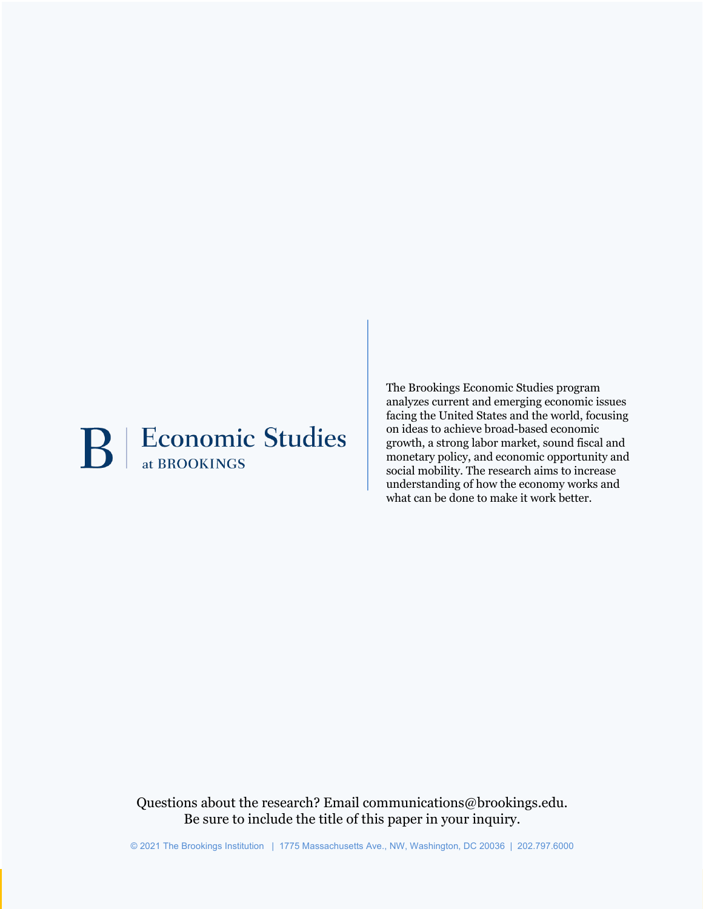Economic Studies
at BROOKINGS

The Brookings Economic Studies program analyzes current and emerging economic issues facing the United States and the world, focusing on ideas to achieve broad-based economic growth, a strong labor market, sound fiscal and monetary policy, and economic opportunity and social mobility. The research aims to increase understanding of how the economy works and what can be done to make it work better.

Questions about the research? Email communications@brookings.edu.
Be sure to include the title of this paper in your inquiry.

© 2021 The Brookings Institution | 1775 Massachusetts Ave., NW, Washington, DC 20036 | 202.797.6000